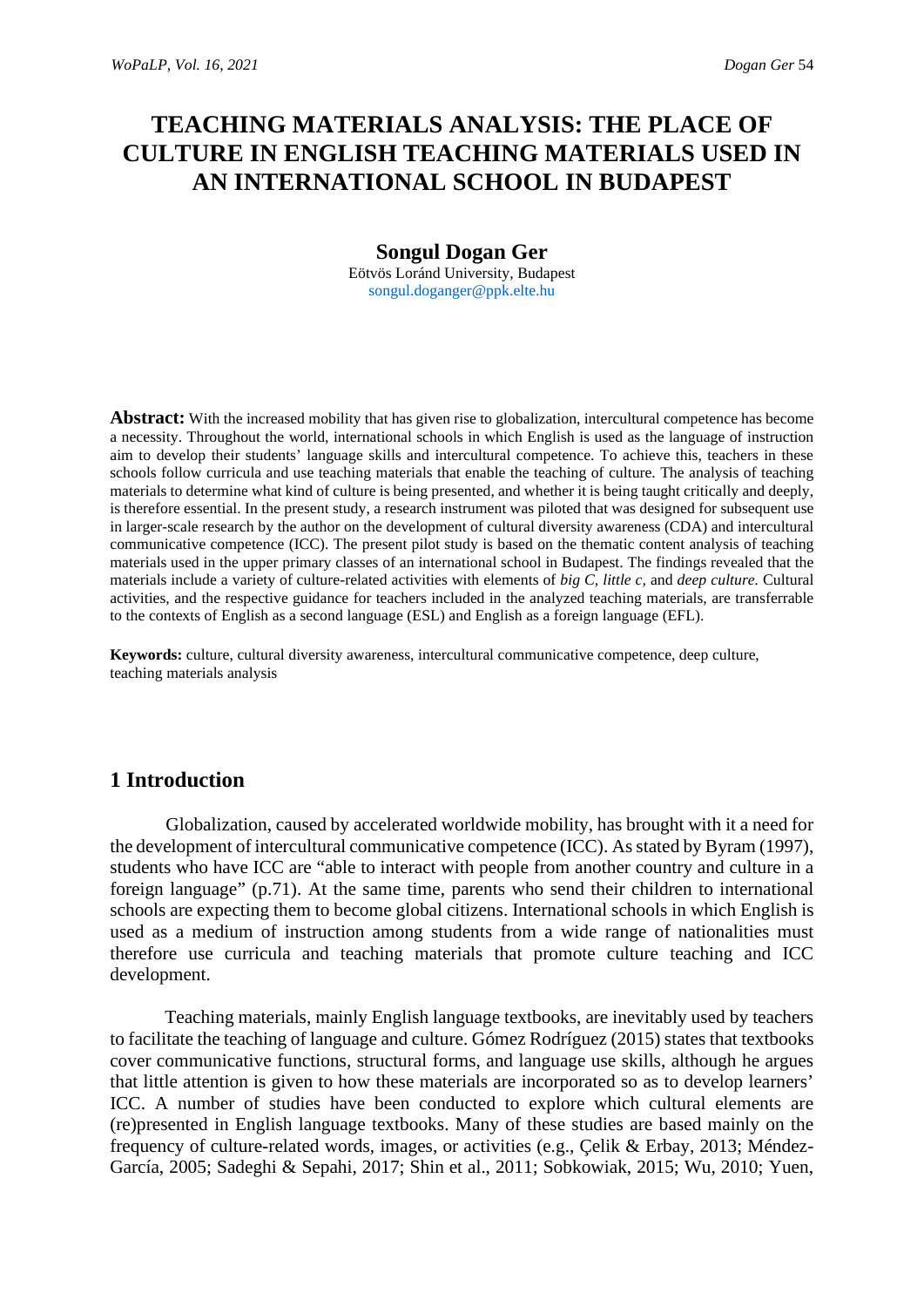# TEACHING MATERIALS ANALYSIS: THE PLACE OF CULTURE IN ENGLISH TEACHING MATERIALS USED IN AN INTERNATIONAL SCHOOL IN BUDAPEST

**Songul Dogan Ger**

Eötvös Loránd University, Budapest

songul.doganger@ppk.elte.hu

**Abstract:** With the increased mobility that has given rise to globalization, intercultural competence has become a necessity. Throughout the world, international schools in which English is used as the language of instruction aim to develop their students' language skills and intercultural competence. To achieve this, teachers in these schools follow curricula and use teaching materials that enable the teaching of culture. The analysis of teaching materials to determine what kind of culture is being presented, and whether it is being taught critically and deeply, is therefore essential. In the present study, a research instrument was piloted that was designed for subsequent use in larger-scale research by the author on the development of cultural diversity awareness (CDA) and intercultural communicative competence (ICC). The present pilot study is based on the thematic content analysis of teaching materials used in the upper primary classes of an international school in Budapest. The findings revealed that the materials include a variety of culture-related activities with elements of *big C*, *little c*, and *deep culture.* Cultural activities, and the respective guidance for teachers included in the analyzed teaching materials, are transferrable to the contexts of English as a second language (ESL) and English as a foreign language (EFL).

**Keywords:** culture, cultural diversity awareness, intercultural communicative competence, deep culture, teaching materials analysis

## 1 Introduction

Globalization, caused by accelerated worldwide mobility, has brought with it a need for the development of intercultural communicative competence (ICC). As stated by Byram (1997), students who have ICC are "able to interact with people from another country and culture in a foreign language" (p.71). At the same time, parents who send their children to international schools are expecting them to become global citizens. International schools in which English is used as a medium of instruction among students from a wide range of nationalities must therefore use curricula and teaching materials that promote culture teaching and ICC development.

Teaching materials, mainly English language textbooks, are inevitably used by teachers to facilitate the teaching of language and culture. Gómez Rodríguez (2015) states that textbooks cover communicative functions, structural forms, and language use skills, although he argues that little attention is given to how these materials are incorporated so as to develop learners' ICC. A number of studies have been conducted to explore which cultural elements are (re)presented in English language textbooks. Many of these studies are based mainly on the frequency of culture-related words, images, or activities (e.g., Çelik & Erbay, 2013; Méndez-García, 2005; Sadeghi & Sepahi, 2017; Shin et al., 2011; Sobkowiak, 2015; Wu, 2010; Yuen,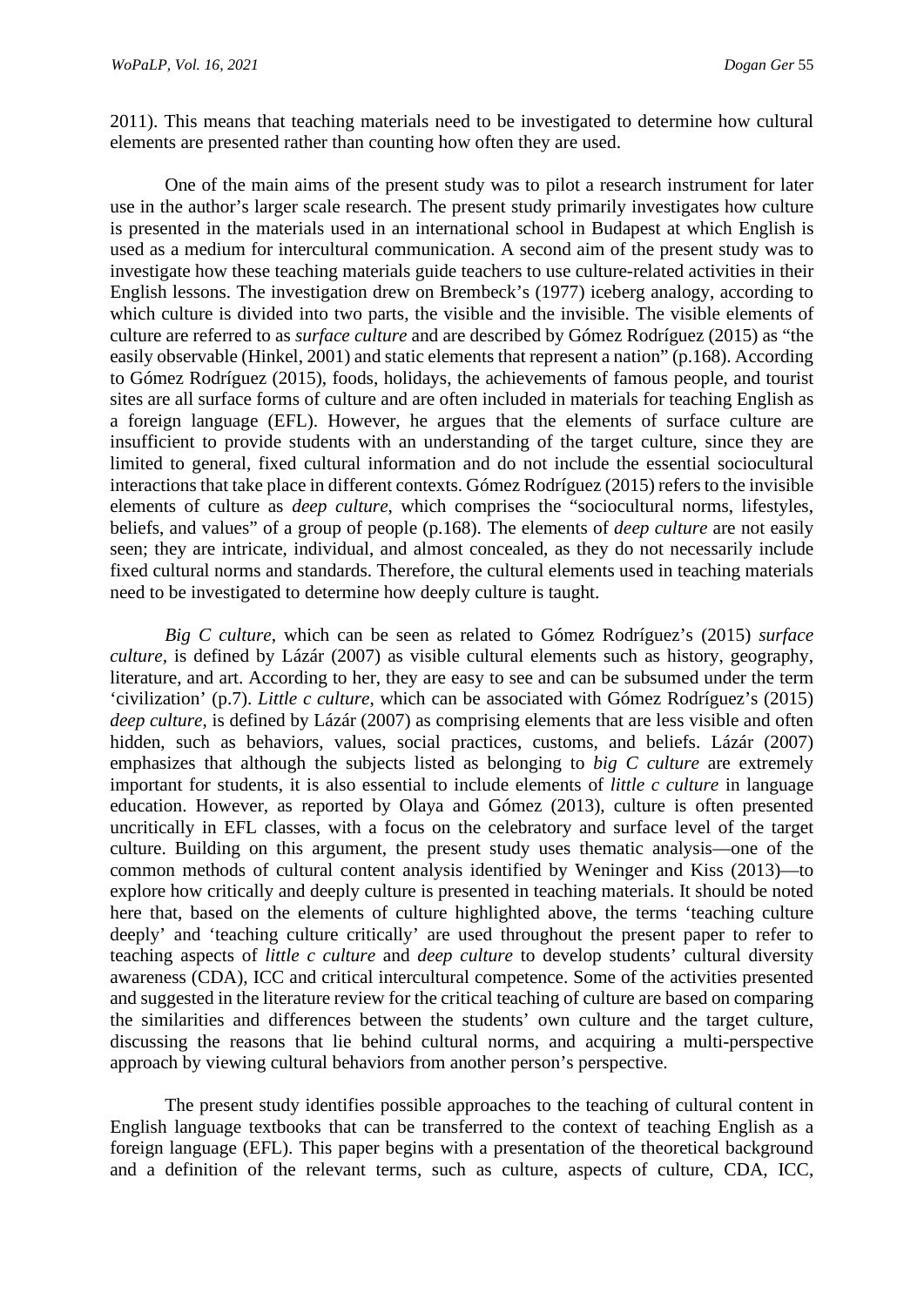2011). This means that teaching materials need to be investigated to determine how cultural elements are presented rather than counting how often they are used.

One of the main aims of the present study was to pilot a research instrument for later use in the author's larger scale research. The present study primarily investigates how culture is presented in the materials used in an international school in Budapest at which English is used as a medium for intercultural communication. A second aim of the present study was to investigate how these teaching materials guide teachers to use culture-related activities in their English lessons. The investigation drew on Brembeck's (1977) iceberg analogy, according to which culture is divided into two parts, the visible and the invisible. The visible elements of culture are referred to as *surface culture* and are described by Gómez Rodríguez (2015) as "the easily observable (Hinkel, 2001) and static elements that represent a nation" (p.168). According to Gómez Rodríguez (2015), foods, holidays, the achievements of famous people, and tourist sites are all surface forms of culture and are often included in materials for teaching English as a foreign language (EFL). However, he argues that the elements of surface culture are insufficient to provide students with an understanding of the target culture, since they are limited to general, fixed cultural information and do not include the essential sociocultural interactions that take place in different contexts. Gómez Rodríguez (2015) refers to the invisible elements of culture as *deep culture*, which comprises the "sociocultural norms, lifestyles, beliefs, and values" of a group of people (p.168). The elements of *deep culture* are not easily seen; they are intricate, individual, and almost concealed, as they do not necessarily include fixed cultural norms and standards. Therefore, the cultural elements used in teaching materials need to be investigated to determine how deeply culture is taught.

*Big C culture*, which can be seen as related to Gómez Rodríguez's (2015) *surface culture*, is defined by Lázár (2007) as visible cultural elements such as history, geography, literature, and art. According to her, they are easy to see and can be subsumed under the term 'civilization' (p.7). *Little c culture*, which can be associated with Gómez Rodríguez's (2015) *deep culture*, is defined by Lázár (2007) as comprising elements that are less visible and often hidden, such as behaviors, values, social practices, customs, and beliefs. Lázár (2007) emphasizes that although the subjects listed as belonging to *big C culture* are extremely important for students, it is also essential to include elements of *little c culture* in language education. However, as reported by Olaya and Gómez (2013), culture is often presented uncritically in EFL classes, with a focus on the celebratory and surface level of the target culture. Building on this argument, the present study uses thematic analysis—one of the common methods of cultural content analysis identified by Weninger and Kiss (2013)—to explore how critically and deeply culture is presented in teaching materials. It should be noted here that, based on the elements of culture highlighted above, the terms 'teaching culture deeply' and 'teaching culture critically' are used throughout the present paper to refer to teaching aspects of *little c culture* and *deep culture* to develop students' cultural diversity awareness (CDA), ICC and critical intercultural competence. Some of the activities presented and suggested in the literature review for the critical teaching of culture are based on comparing the similarities and differences between the students' own culture and the target culture, discussing the reasons that lie behind cultural norms, and acquiring a multi-perspective approach by viewing cultural behaviors from another person's perspective.

The present study identifies possible approaches to the teaching of cultural content in English language textbooks that can be transferred to the context of teaching English as a foreign language (EFL). This paper begins with a presentation of the theoretical background and a definition of the relevant terms, such as culture, aspects of culture, CDA, ICC,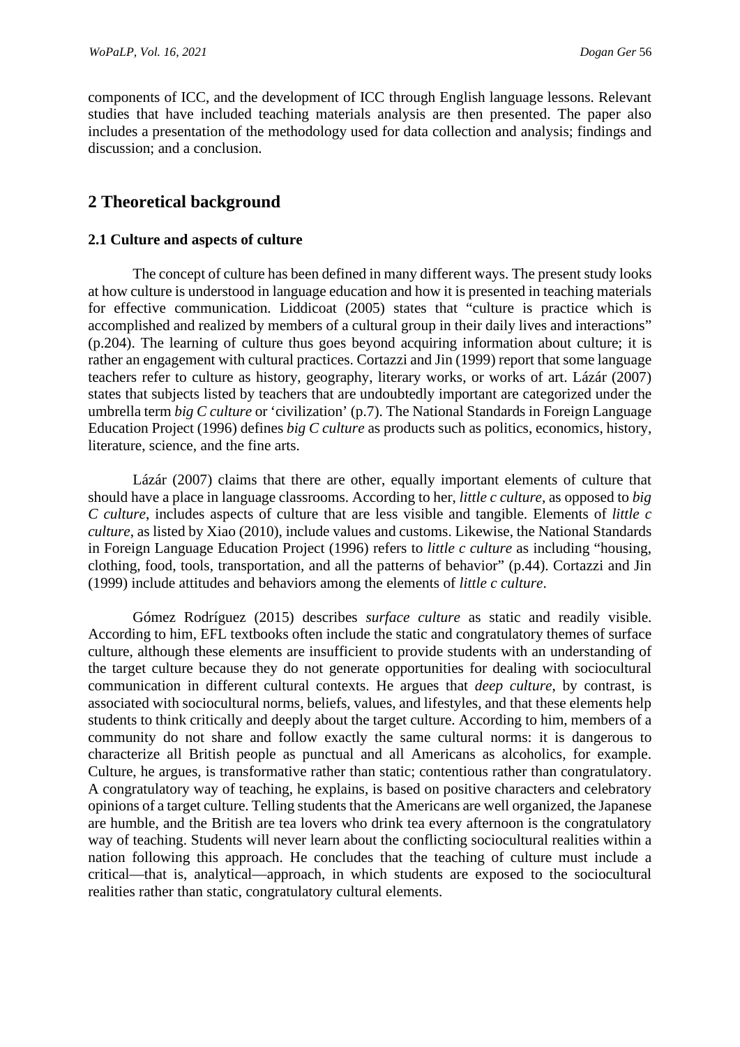components of ICC, and the development of ICC through English language lessons. Relevant studies that have included teaching materials analysis are then presented. The paper also includes a presentation of the methodology used for data collection and analysis; findings and discussion; and a conclusion.

## 2 Theoretical background

### 2.1 Culture and aspects of culture

The concept of culture has been defined in many different ways. The present study looks at how culture is understood in language education and how it is presented in teaching materials for effective communication. Liddicoat (2005) states that "culture is practice which is accomplished and realized by members of a cultural group in their daily lives and interactions" (p.204). The learning of culture thus goes beyond acquiring information about culture; it is rather an engagement with cultural practices. Cortazzi and Jin (1999) report that some language teachers refer to culture as history, geography, literary works, or works of art. Lázár (2007) states that subjects listed by teachers that are undoubtedly important are categorized under the umbrella term *big C culture* or 'civilization' (p.7). The National Standards in Foreign Language Education Project (1996) defines *big C culture* as products such as politics, economics, history, literature, science, and the fine arts.

Lázár (2007) claims that there are other, equally important elements of culture that should have a place in language classrooms. According to her, *little c culture*, as opposed to *big C culture*, includes aspects of culture that are less visible and tangible. Elements of *little c culture*, as listed by Xiao (2010), include values and customs. Likewise, the National Standards in Foreign Language Education Project (1996) refers to *little c culture* as including "housing, clothing, food, tools, transportation, and all the patterns of behavior" (p.44). Cortazzi and Jin (1999) include attitudes and behaviors among the elements of *little c culture*.

Gómez Rodríguez (2015) describes *surface culture* as static and readily visible. According to him, EFL textbooks often include the static and congratulatory themes of surface culture, although these elements are insufficient to provide students with an understanding of the target culture because they do not generate opportunities for dealing with sociocultural communication in different cultural contexts. He argues that *deep culture*, by contrast, is associated with sociocultural norms, beliefs, values, and lifestyles, and that these elements help students to think critically and deeply about the target culture. According to him, members of a community do not share and follow exactly the same cultural norms: it is dangerous to characterize all British people as punctual and all Americans as alcoholics, for example. Culture, he argues, is transformative rather than static; contentious rather than congratulatory. A congratulatory way of teaching, he explains, is based on positive characters and celebratory opinions of a target culture. Telling students that the Americans are well organized, the Japanese are humble, and the British are tea lovers who drink tea every afternoon is the congratulatory way of teaching. Students will never learn about the conflicting sociocultural realities within a nation following this approach. He concludes that the teaching of culture must include a critical—that is, analytical—approach, in which students are exposed to the sociocultural realities rather than static, congratulatory cultural elements.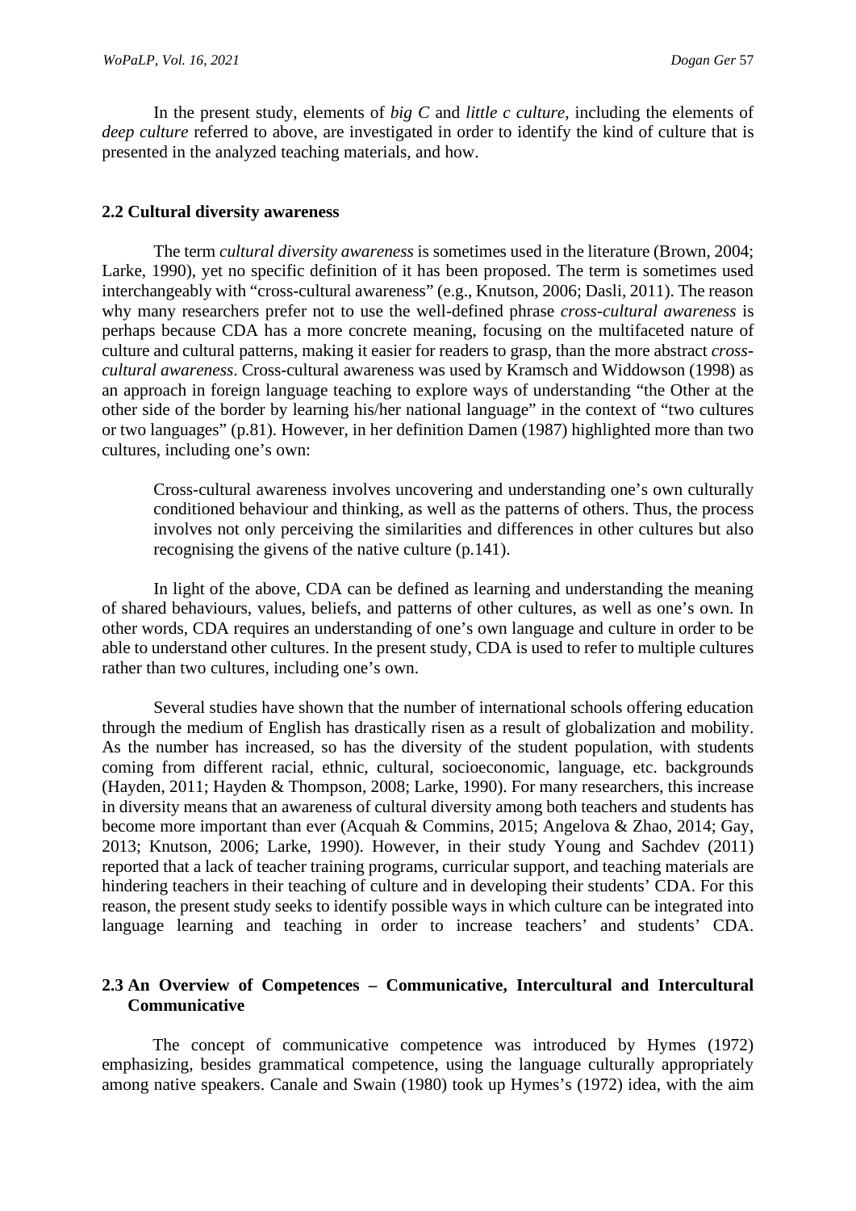In the present study, elements of *big C* and *little c culture*, including the elements of *deep culture* referred to above, are investigated in order to identify the kind of culture that is presented in the analyzed teaching materials, and how.

### 2.2 Cultural diversity awareness

The term *cultural diversity awareness* is sometimes used in the literature (Brown, 2004; Larke, 1990), yet no specific definition of it has been proposed. The term is sometimes used interchangeably with "cross-cultural awareness" (e.g., Knutson, 2006; Dasli, 2011). The reason why many researchers prefer not to use the well-defined phrase *cross-cultural awareness* is perhaps because CDA has a more concrete meaning, focusing on the multifaceted nature of culture and cultural patterns, making it easier for readers to grasp, than the more abstract *cross-cultural awareness*. Cross-cultural awareness was used by Kramsch and Widdowson (1998) as an approach in foreign language teaching to explore ways of understanding "the Other at the other side of the border by learning his/her national language" in the context of "two cultures or two languages" (p.81). However, in her definition Damen (1987) highlighted more than two cultures, including one's own:

> Cross-cultural awareness involves uncovering and understanding one's own culturally conditioned behaviour and thinking, as well as the patterns of others. Thus, the process involves not only perceiving the similarities and differences in other cultures but also recognising the givens of the native culture (p.141).

In light of the above, CDA can be defined as learning and understanding the meaning of shared behaviours, values, beliefs, and patterns of other cultures, as well as one's own. In other words, CDA requires an understanding of one's own language and culture in order to be able to understand other cultures. In the present study, CDA is used to refer to multiple cultures rather than two cultures, including one's own.

Several studies have shown that the number of international schools offering education through the medium of English has drastically risen as a result of globalization and mobility. As the number has increased, so has the diversity of the student population, with students coming from different racial, ethnic, cultural, socioeconomic, language, etc. backgrounds (Hayden, 2011; Hayden & Thompson, 2008; Larke, 1990). For many researchers, this increase in diversity means that an awareness of cultural diversity among both teachers and students has become more important than ever (Acquah & Commins, 2015; Angelova & Zhao, 2014; Gay, 2013; Knutson, 2006; Larke, 1990). However, in their study Young and Sachdev (2011) reported that a lack of teacher training programs, curricular support, and teaching materials are hindering teachers in their teaching of culture and in developing their students' CDA. For this reason, the present study seeks to identify possible ways in which culture can be integrated into language learning and teaching in order to increase teachers' and students' CDA.

### 2.3 An Overview of Competences – Communicative, Intercultural and Intercultural Communicative

The concept of communicative competence was introduced by Hymes (1972) emphasizing, besides grammatical competence, using the language culturally appropriately among native speakers. Canale and Swain (1980) took up Hymes's (1972) idea, with the aim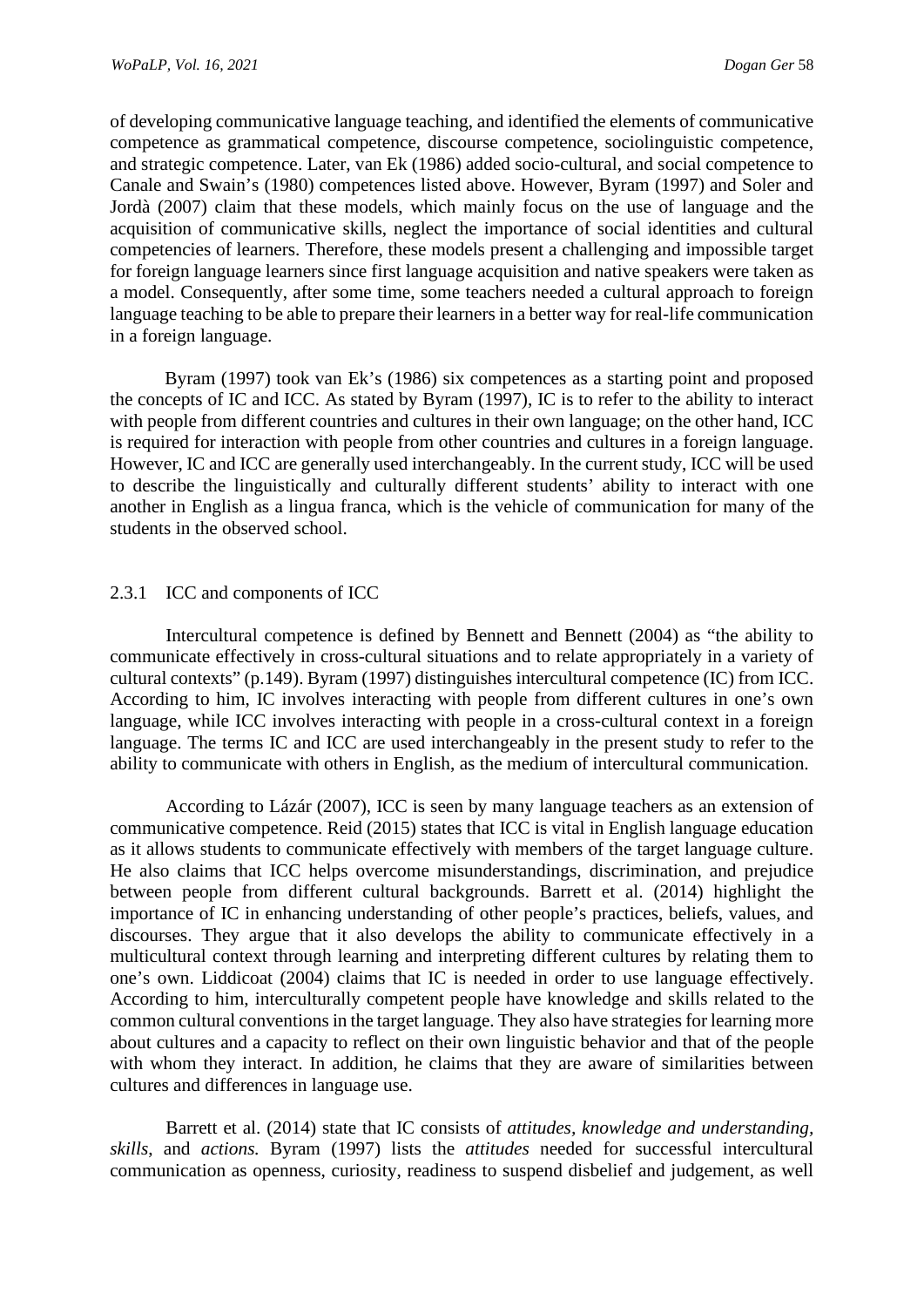of developing communicative language teaching, and identified the elements of communicative competence as grammatical competence, discourse competence, sociolinguistic competence, and strategic competence. Later, van Ek (1986) added socio-cultural, and social competence to Canale and Swain's (1980) competences listed above. However, Byram (1997) and Soler and Jordà (2007) claim that these models, which mainly focus on the use of language and the acquisition of communicative skills, neglect the importance of social identities and cultural competencies of learners. Therefore, these models present a challenging and impossible target for foreign language learners since first language acquisition and native speakers were taken as a model. Consequently, after some time, some teachers needed a cultural approach to foreign language teaching to be able to prepare their learners in a better way for real-life communication in a foreign language.

Byram (1997) took van Ek's (1986) six competences as a starting point and proposed the concepts of IC and ICC. As stated by Byram (1997), IC is to refer to the ability to interact with people from different countries and cultures in their own language; on the other hand, ICC is required for interaction with people from other countries and cultures in a foreign language. However, IC and ICC are generally used interchangeably. In the current study, ICC will be used to describe the linguistically and culturally different students' ability to interact with one another in English as a lingua franca, which is the vehicle of communication for many of the students in the observed school.

### 2.3.1 ICC and components of ICC

Intercultural competence is defined by Bennett and Bennett (2004) as "the ability to communicate effectively in cross-cultural situations and to relate appropriately in a variety of cultural contexts" (p.149). Byram (1997) distinguishes intercultural competence (IC) from ICC. According to him, IC involves interacting with people from different cultures in one's own language, while ICC involves interacting with people in a cross-cultural context in a foreign language. The terms IC and ICC are used interchangeably in the present study to refer to the ability to communicate with others in English, as the medium of intercultural communication.

According to Lázár (2007), ICC is seen by many language teachers as an extension of communicative competence. Reid (2015) states that ICC is vital in English language education as it allows students to communicate effectively with members of the target language culture. He also claims that ICC helps overcome misunderstandings, discrimination, and prejudice between people from different cultural backgrounds. Barrett et al. (2014) highlight the importance of IC in enhancing understanding of other people's practices, beliefs, values, and discourses. They argue that it also develops the ability to communicate effectively in a multicultural context through learning and interpreting different cultures by relating them to one's own. Liddicoat (2004) claims that IC is needed in order to use language effectively. According to him, interculturally competent people have knowledge and skills related to the common cultural conventions in the target language. They also have strategies for learning more about cultures and a capacity to reflect on their own linguistic behavior and that of the people with whom they interact. In addition, he claims that they are aware of similarities between cultures and differences in language use.

Barrett et al. (2014) state that IC consists of *attitudes*, *knowledge and understanding*, *skills*, and *actions.* Byram (1997) lists the *attitudes* needed for successful intercultural communication as openness, curiosity, readiness to suspend disbelief and judgement, as well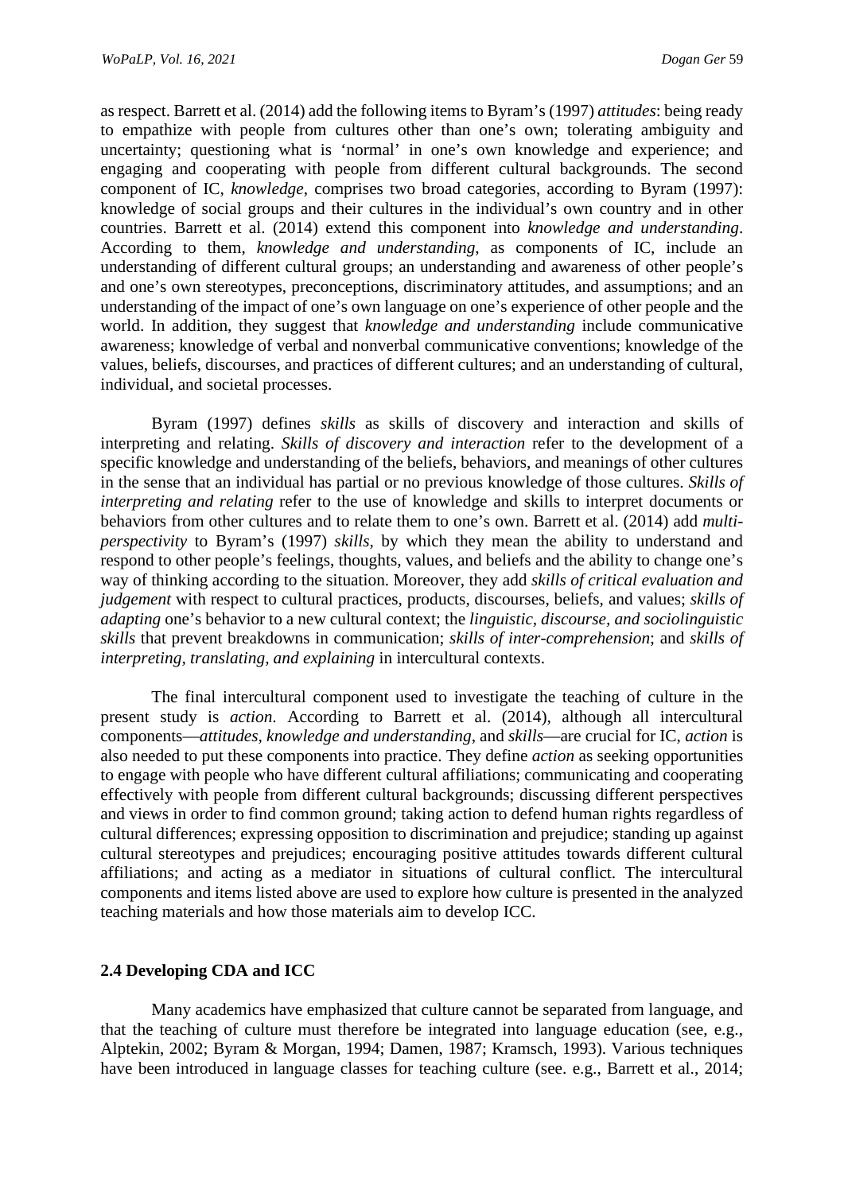as respect. Barrett et al. (2014) add the following items to Byram's (1997) *attitudes*: being ready to empathize with people from cultures other than one's own; tolerating ambiguity and uncertainty; questioning what is 'normal' in one's own knowledge and experience; and engaging and cooperating with people from different cultural backgrounds. The second component of IC, *knowledge*, comprises two broad categories, according to Byram (1997): knowledge of social groups and their cultures in the individual's own country and in other countries. Barrett et al. (2014) extend this component into *knowledge and understanding*. According to them, *knowledge and understanding*, as components of IC, include an understanding of different cultural groups; an understanding and awareness of other people's and one's own stereotypes, preconceptions, discriminatory attitudes, and assumptions; and an understanding of the impact of one's own language on one's experience of other people and the world. In addition, they suggest that *knowledge and understanding* include communicative awareness; knowledge of verbal and nonverbal communicative conventions; knowledge of the values, beliefs, discourses, and practices of different cultures; and an understanding of cultural, individual, and societal processes.

Byram (1997) defines *skills* as skills of discovery and interaction and skills of interpreting and relating. *Skills of discovery and interaction* refer to the development of a specific knowledge and understanding of the beliefs, behaviors, and meanings of other cultures in the sense that an individual has partial or no previous knowledge of those cultures. *Skills of interpreting and relating* refer to the use of knowledge and skills to interpret documents or behaviors from other cultures and to relate them to one's own. Barrett et al. (2014) add *multi-perspectivity* to Byram's (1997) *skills*, by which they mean the ability to understand and respond to other people's feelings, thoughts, values, and beliefs and the ability to change one's way of thinking according to the situation. Moreover, they add *skills of critical evaluation and judgement* with respect to cultural practices, products, discourses, beliefs, and values; *skills of adapting* one's behavior to a new cultural context; the *linguistic, discourse, and sociolinguistic skills* that prevent breakdowns in communication; *skills of inter-comprehension*; and *skills of interpreting, translating, and explaining* in intercultural contexts.

The final intercultural component used to investigate the teaching of culture in the present study is *action*. According to Barrett et al. (2014), although all intercultural components—*attitudes*, *knowledge and understanding*, and *skills*—are crucial for IC, *action* is also needed to put these components into practice. They define *action* as seeking opportunities to engage with people who have different cultural affiliations; communicating and cooperating effectively with people from different cultural backgrounds; discussing different perspectives and views in order to find common ground; taking action to defend human rights regardless of cultural differences; expressing opposition to discrimination and prejudice; standing up against cultural stereotypes and prejudices; encouraging positive attitudes towards different cultural affiliations; and acting as a mediator in situations of cultural conflict. The intercultural components and items listed above are used to explore how culture is presented in the analyzed teaching materials and how those materials aim to develop ICC.

### 2.4 Developing CDA and ICC

Many academics have emphasized that culture cannot be separated from language, and that the teaching of culture must therefore be integrated into language education (see, e.g., Alptekin, 2002; Byram & Morgan, 1994; Damen, 1987; Kramsch, 1993). Various techniques have been introduced in language classes for teaching culture (see. e.g., Barrett et al., 2014;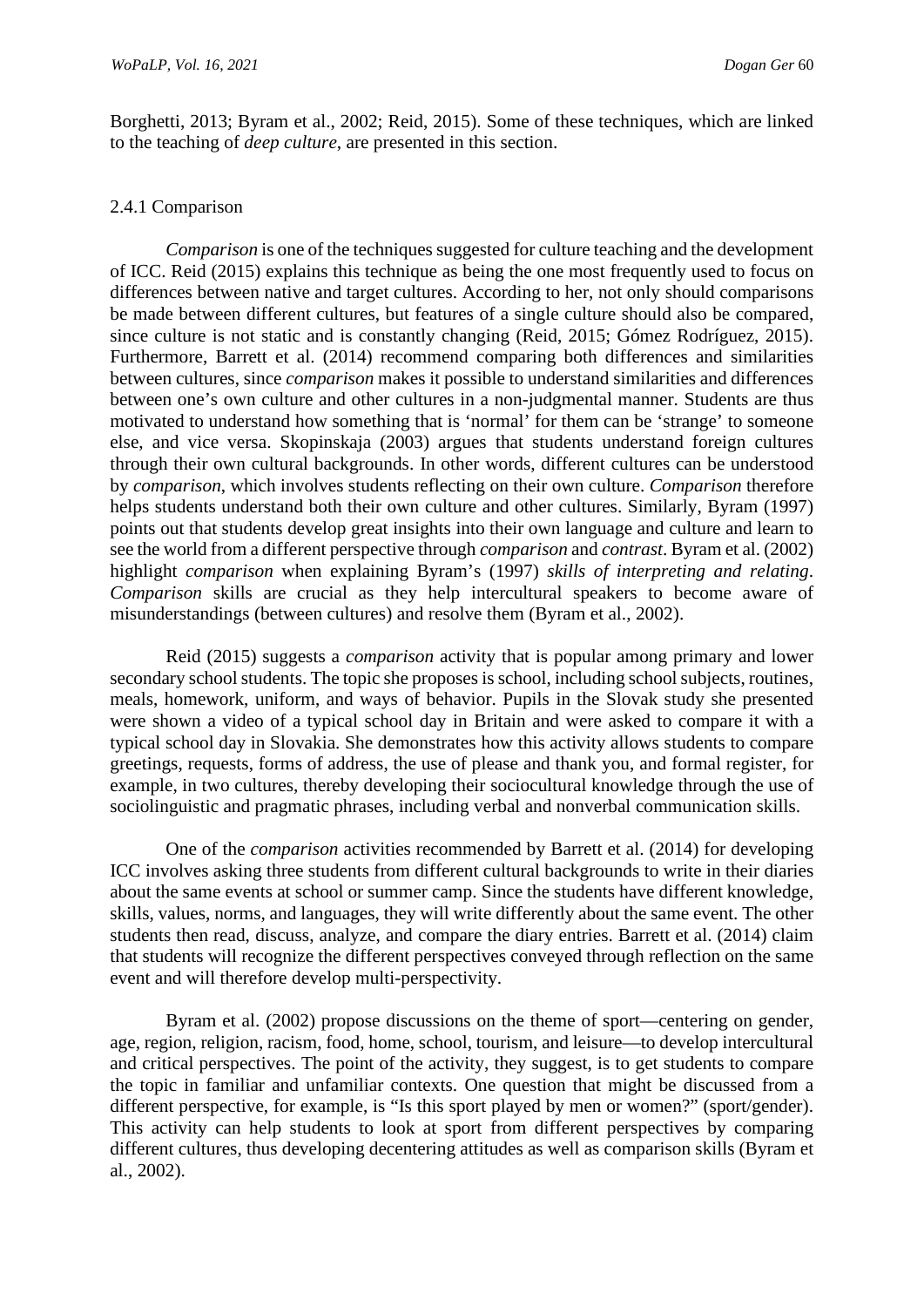Borghetti, 2013; Byram et al., 2002; Reid, 2015). Some of these techniques, which are linked to the teaching of *deep culture*, are presented in this section.

### 2.4.1 Comparison

*Comparison* is one of the techniques suggested for culture teaching and the development of ICC. Reid (2015) explains this technique as being the one most frequently used to focus on differences between native and target cultures. According to her, not only should comparisons be made between different cultures, but features of a single culture should also be compared, since culture is not static and is constantly changing (Reid, 2015; Gómez Rodríguez, 2015). Furthermore, Barrett et al. (2014) recommend comparing both differences and similarities between cultures, since *comparison* makes it possible to understand similarities and differences between one's own culture and other cultures in a non-judgmental manner. Students are thus motivated to understand how something that is 'normal' for them can be 'strange' to someone else, and vice versa. Skopinskaja (2003) argues that students understand foreign cultures through their own cultural backgrounds. In other words, different cultures can be understood by *comparison*, which involves students reflecting on their own culture. *Comparison* therefore helps students understand both their own culture and other cultures. Similarly, Byram (1997) points out that students develop great insights into their own language and culture and learn to see the world from a different perspective through *comparison* and *contrast*. Byram et al. (2002) highlight *comparison* when explaining Byram's (1997) *skills of interpreting and relating*. *Comparison* skills are crucial as they help intercultural speakers to become aware of misunderstandings (between cultures) and resolve them (Byram et al., 2002).

Reid (2015) suggests a *comparison* activity that is popular among primary and lower secondary school students. The topic she proposes is school, including school subjects, routines, meals, homework, uniform, and ways of behavior. Pupils in the Slovak study she presented were shown a video of a typical school day in Britain and were asked to compare it with a typical school day in Slovakia. She demonstrates how this activity allows students to compare greetings, requests, forms of address, the use of please and thank you, and formal register, for example, in two cultures, thereby developing their sociocultural knowledge through the use of sociolinguistic and pragmatic phrases, including verbal and nonverbal communication skills.

One of the *comparison* activities recommended by Barrett et al. (2014) for developing ICC involves asking three students from different cultural backgrounds to write in their diaries about the same events at school or summer camp. Since the students have different knowledge, skills, values, norms, and languages, they will write differently about the same event. The other students then read, discuss, analyze, and compare the diary entries. Barrett et al. (2014) claim that students will recognize the different perspectives conveyed through reflection on the same event and will therefore develop multi-perspectivity.

Byram et al. (2002) propose discussions on the theme of sport—centering on gender, age, region, religion, racism, food, home, school, tourism, and leisure—to develop intercultural and critical perspectives. The point of the activity, they suggest, is to get students to compare the topic in familiar and unfamiliar contexts. One question that might be discussed from a different perspective, for example, is "Is this sport played by men or women?" (sport/gender). This activity can help students to look at sport from different perspectives by comparing different cultures, thus developing decentering attitudes as well as comparison skills (Byram et al., 2002).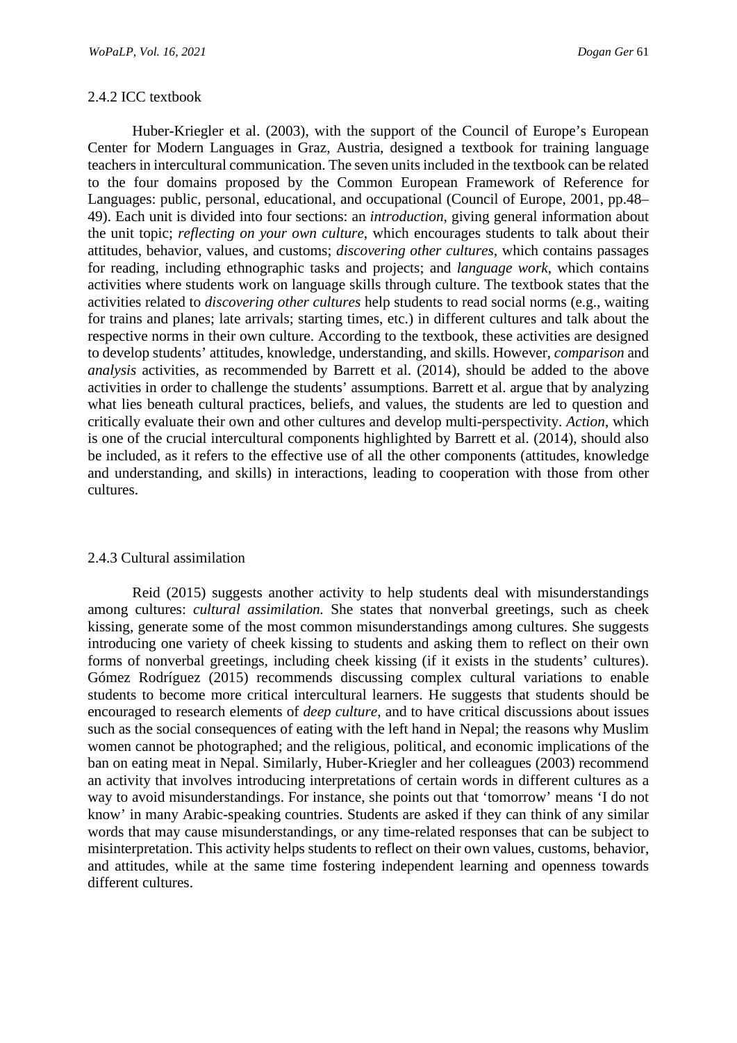#### 2.4.2 ICC textbook

Huber-Kriegler et al. (2003), with the support of the Council of Europe's European Center for Modern Languages in Graz, Austria, designed a textbook for training language teachers in intercultural communication. The seven units included in the textbook can be related to the four domains proposed by the Common European Framework of Reference for Languages: public, personal, educational, and occupational (Council of Europe, 2001, pp.48–49). Each unit is divided into four sections: an *introduction*, giving general information about the unit topic; *reflecting on your own culture*, which encourages students to talk about their attitudes, behavior, values, and customs; *discovering other cultures,* which contains passages for reading, including ethnographic tasks and projects; and *language work*, which contains activities where students work on language skills through culture. The textbook states that the activities related to *discovering other cultures* help students to read social norms (e.g., waiting for trains and planes; late arrivals; starting times, etc.) in different cultures and talk about the respective norms in their own culture. According to the textbook, these activities are designed to develop students' attitudes, knowledge, understanding, and skills. However, *comparison* and *analysis* activities, as recommended by Barrett et al. (2014), should be added to the above activities in order to challenge the students' assumptions. Barrett et al. argue that by analyzing what lies beneath cultural practices, beliefs, and values, the students are led to question and critically evaluate their own and other cultures and develop multi-perspectivity. *Action*, which is one of the crucial intercultural components highlighted by Barrett et al. (2014), should also be included, as it refers to the effective use of all the other components (attitudes, knowledge and understanding, and skills) in interactions, leading to cooperation with those from other cultures.

#### 2.4.3 Cultural assimilation

Reid (2015) suggests another activity to help students deal with misunderstandings among cultures: *cultural assimilation.* She states that nonverbal greetings, such as cheek kissing, generate some of the most common misunderstandings among cultures. She suggests introducing one variety of cheek kissing to students and asking them to reflect on their own forms of nonverbal greetings, including cheek kissing (if it exists in the students' cultures). Gómez Rodríguez (2015) recommends discussing complex cultural variations to enable students to become more critical intercultural learners. He suggests that students should be encouraged to research elements of *deep culture*, and to have critical discussions about issues such as the social consequences of eating with the left hand in Nepal; the reasons why Muslim women cannot be photographed; and the religious, political, and economic implications of the ban on eating meat in Nepal. Similarly, Huber-Kriegler and her colleagues (2003) recommend an activity that involves introducing interpretations of certain words in different cultures as a way to avoid misunderstandings. For instance, she points out that 'tomorrow' means 'I do not know' in many Arabic-speaking countries. Students are asked if they can think of any similar words that may cause misunderstandings, or any time-related responses that can be subject to misinterpretation. This activity helps students to reflect on their own values, customs, behavior, and attitudes, while at the same time fostering independent learning and openness towards different cultures.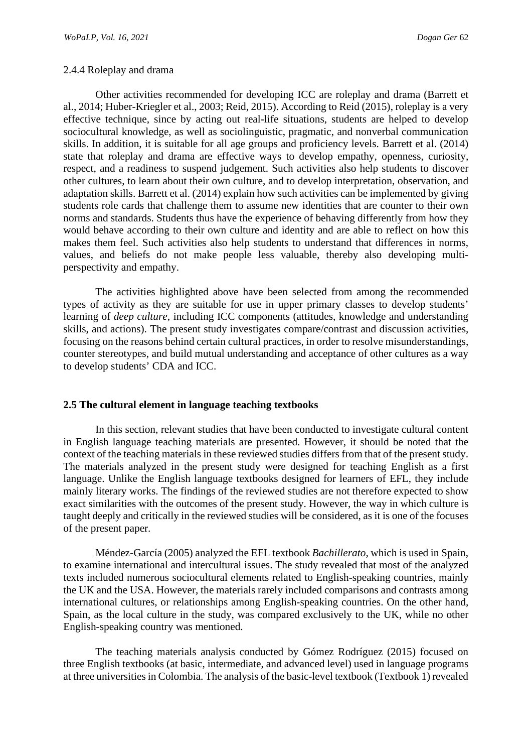2.4.4 Roleplay and drama

Other activities recommended for developing ICC are roleplay and drama (Barrett et al., 2014; Huber-Kriegler et al., 2003; Reid, 2015). According to Reid (2015), roleplay is a very effective technique, since by acting out real-life situations, students are helped to develop sociocultural knowledge, as well as sociolinguistic, pragmatic, and nonverbal communication skills. In addition, it is suitable for all age groups and proficiency levels. Barrett et al. (2014) state that roleplay and drama are effective ways to develop empathy, openness, curiosity, respect, and a readiness to suspend judgement. Such activities also help students to discover other cultures, to learn about their own culture, and to develop interpretation, observation, and adaptation skills. Barrett et al. (2014) explain how such activities can be implemented by giving students role cards that challenge them to assume new identities that are counter to their own norms and standards. Students thus have the experience of behaving differently from how they would behave according to their own culture and identity and are able to reflect on how this makes them feel. Such activities also help students to understand that differences in norms, values, and beliefs do not make people less valuable, thereby also developing multi-perspectivity and empathy.

The activities highlighted above have been selected from among the recommended types of activity as they are suitable for use in upper primary classes to develop students' learning of *deep culture*, including ICC components (attitudes, knowledge and understanding skills, and actions). The present study investigates compare/contrast and discussion activities, focusing on the reasons behind certain cultural practices, in order to resolve misunderstandings, counter stereotypes, and build mutual understanding and acceptance of other cultures as a way to develop students' CDA and ICC.

### 2.5 The cultural element in language teaching textbooks

In this section, relevant studies that have been conducted to investigate cultural content in English language teaching materials are presented. However, it should be noted that the context of the teaching materials in these reviewed studies differs from that of the present study. The materials analyzed in the present study were designed for teaching English as a first language. Unlike the English language textbooks designed for learners of EFL, they include mainly literary works. The findings of the reviewed studies are not therefore expected to show exact similarities with the outcomes of the present study. However, the way in which culture is taught deeply and critically in the reviewed studies will be considered, as it is one of the focuses of the present paper.

Méndez-García (2005) analyzed the EFL textbook *Bachillerato*, which is used in Spain, to examine international and intercultural issues. The study revealed that most of the analyzed texts included numerous sociocultural elements related to English-speaking countries, mainly the UK and the USA. However, the materials rarely included comparisons and contrasts among international cultures, or relationships among English-speaking countries. On the other hand, Spain, as the local culture in the study, was compared exclusively to the UK, while no other English-speaking country was mentioned.

The teaching materials analysis conducted by Gómez Rodríguez (2015) focused on three English textbooks (at basic, intermediate, and advanced level) used in language programs at three universities in Colombia. The analysis of the basic-level textbook (Textbook 1) revealed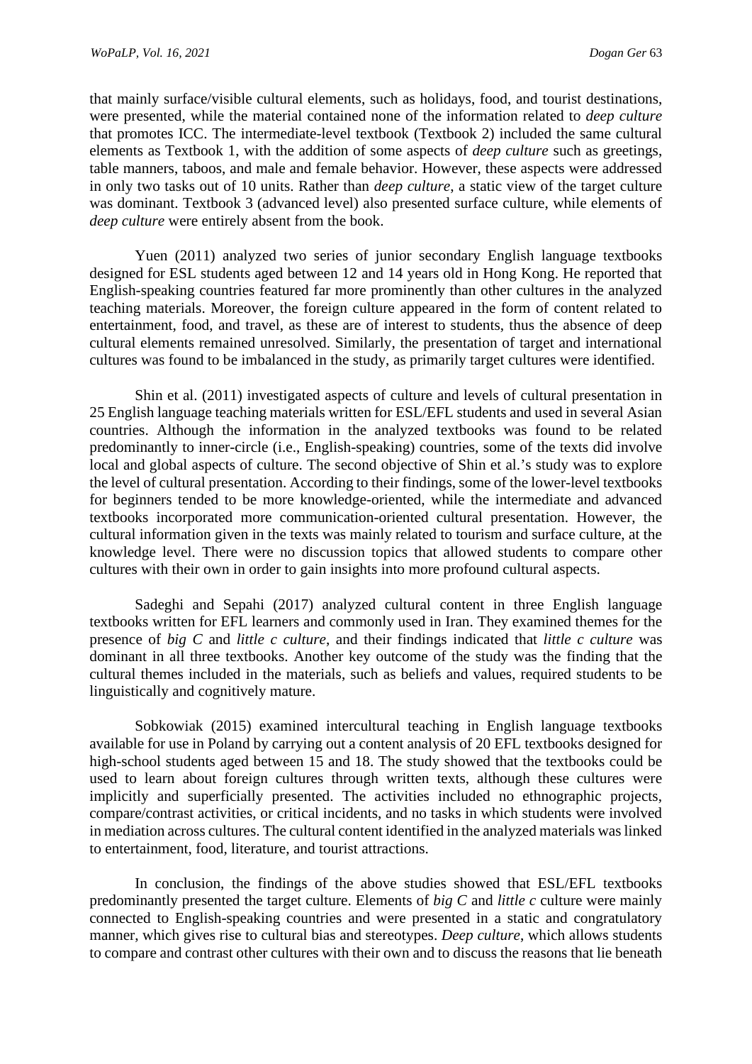that mainly surface/visible cultural elements, such as holidays, food, and tourist destinations, were presented, while the material contained none of the information related to *deep culture* that promotes ICC. The intermediate-level textbook (Textbook 2) included the same cultural elements as Textbook 1, with the addition of some aspects of *deep culture* such as greetings, table manners, taboos, and male and female behavior. However, these aspects were addressed in only two tasks out of 10 units. Rather than *deep culture*, a static view of the target culture was dominant. Textbook 3 (advanced level) also presented surface culture, while elements of *deep culture* were entirely absent from the book.

Yuen (2011) analyzed two series of junior secondary English language textbooks designed for ESL students aged between 12 and 14 years old in Hong Kong. He reported that English-speaking countries featured far more prominently than other cultures in the analyzed teaching materials. Moreover, the foreign culture appeared in the form of content related to entertainment, food, and travel, as these are of interest to students, thus the absence of deep cultural elements remained unresolved. Similarly, the presentation of target and international cultures was found to be imbalanced in the study, as primarily target cultures were identified.

Shin et al. (2011) investigated aspects of culture and levels of cultural presentation in 25 English language teaching materials written for ESL/EFL students and used in several Asian countries. Although the information in the analyzed textbooks was found to be related predominantly to inner-circle (i.e., English-speaking) countries, some of the texts did involve local and global aspects of culture. The second objective of Shin et al.'s study was to explore the level of cultural presentation. According to their findings, some of the lower-level textbooks for beginners tended to be more knowledge-oriented, while the intermediate and advanced textbooks incorporated more communication-oriented cultural presentation. However, the cultural information given in the texts was mainly related to tourism and surface culture, at the knowledge level. There were no discussion topics that allowed students to compare other cultures with their own in order to gain insights into more profound cultural aspects.

Sadeghi and Sepahi (2017) analyzed cultural content in three English language textbooks written for EFL learners and commonly used in Iran. They examined themes for the presence of *big C* and *little c culture*, and their findings indicated that *little c culture* was dominant in all three textbooks. Another key outcome of the study was the finding that the cultural themes included in the materials, such as beliefs and values, required students to be linguistically and cognitively mature.

Sobkowiak (2015) examined intercultural teaching in English language textbooks available for use in Poland by carrying out a content analysis of 20 EFL textbooks designed for high-school students aged between 15 and 18. The study showed that the textbooks could be used to learn about foreign cultures through written texts, although these cultures were implicitly and superficially presented. The activities included no ethnographic projects, compare/contrast activities, or critical incidents, and no tasks in which students were involved in mediation across cultures. The cultural content identified in the analyzed materials was linked to entertainment, food, literature, and tourist attractions.

In conclusion, the findings of the above studies showed that ESL/EFL textbooks predominantly presented the target culture. Elements of *big C* and *little c* culture were mainly connected to English-speaking countries and were presented in a static and congratulatory manner, which gives rise to cultural bias and stereotypes. *Deep culture*, which allows students to compare and contrast other cultures with their own and to discuss the reasons that lie beneath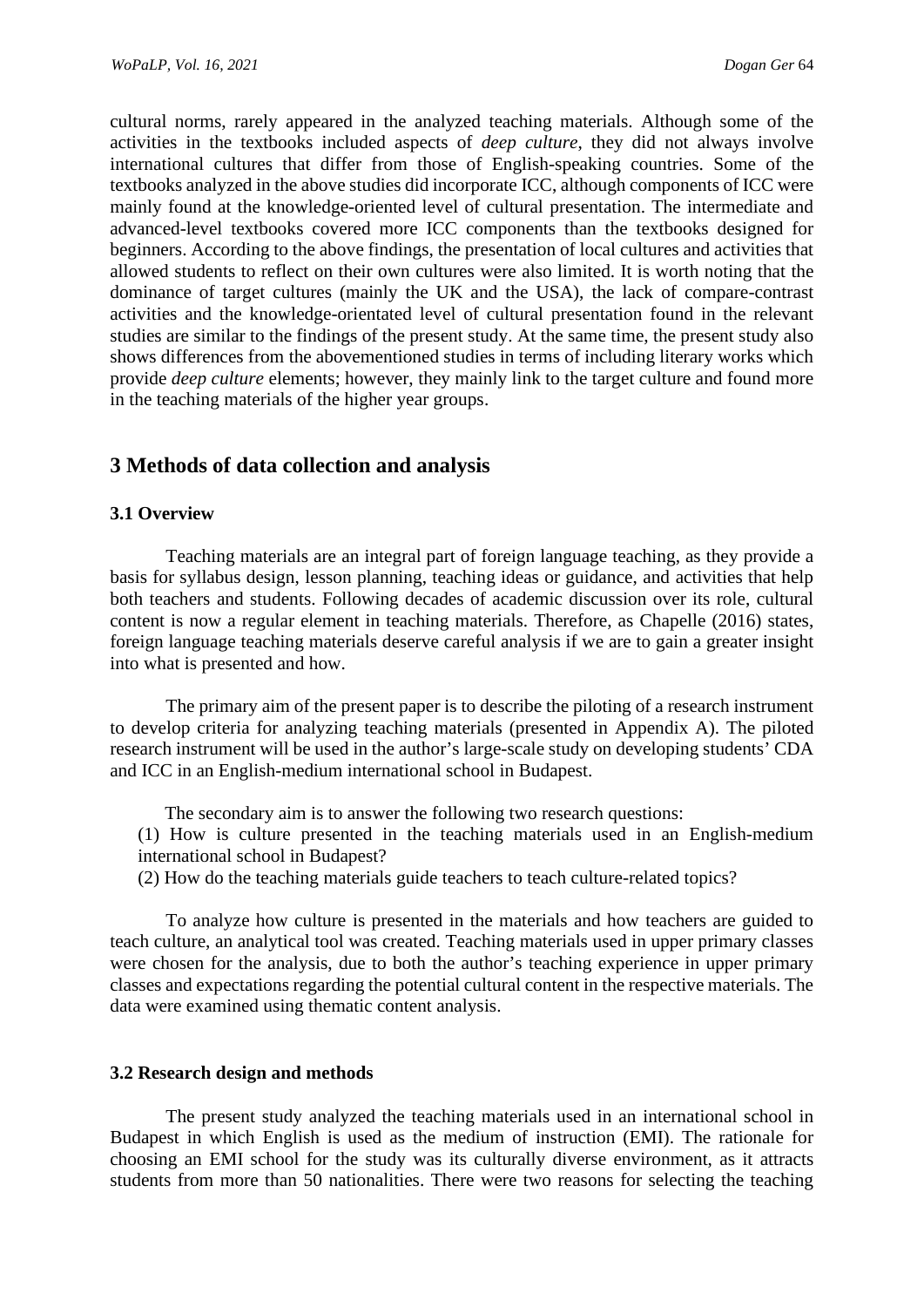cultural norms, rarely appeared in the analyzed teaching materials. Although some of the activities in the textbooks included aspects of *deep culture*, they did not always involve international cultures that differ from those of English-speaking countries. Some of the textbooks analyzed in the above studies did incorporate ICC, although components of ICC were mainly found at the knowledge-oriented level of cultural presentation. The intermediate and advanced-level textbooks covered more ICC components than the textbooks designed for beginners. According to the above findings, the presentation of local cultures and activities that allowed students to reflect on their own cultures were also limited. It is worth noting that the dominance of target cultures (mainly the UK and the USA), the lack of compare-contrast activities and the knowledge-orientated level of cultural presentation found in the relevant studies are similar to the findings of the present study. At the same time, the present study also shows differences from the abovementioned studies in terms of including literary works which provide *deep culture* elements; however, they mainly link to the target culture and found more in the teaching materials of the higher year groups.

## 3 Methods of data collection and analysis

### 3.1 Overview

Teaching materials are an integral part of foreign language teaching, as they provide a basis for syllabus design, lesson planning, teaching ideas or guidance, and activities that help both teachers and students. Following decades of academic discussion over its role, cultural content is now a regular element in teaching materials. Therefore, as Chapelle (2016) states, foreign language teaching materials deserve careful analysis if we are to gain a greater insight into what is presented and how.

The primary aim of the present paper is to describe the piloting of a research instrument to develop criteria for analyzing teaching materials (presented in Appendix A). The piloted research instrument will be used in the author's large-scale study on developing students' CDA and ICC in an English-medium international school in Budapest.

The secondary aim is to answer the following two research questions:

(1) How is culture presented in the teaching materials used in an English-medium international school in Budapest?
(2) How do the teaching materials guide teachers to teach culture-related topics?

To analyze how culture is presented in the materials and how teachers are guided to teach culture, an analytical tool was created. Teaching materials used in upper primary classes were chosen for the analysis, due to both the author's teaching experience in upper primary classes and expectations regarding the potential cultural content in the respective materials. The data were examined using thematic content analysis.

### 3.2 Research design and methods

The present study analyzed the teaching materials used in an international school in Budapest in which English is used as the medium of instruction (EMI). The rationale for choosing an EMI school for the study was its culturally diverse environment, as it attracts students from more than 50 nationalities. There were two reasons for selecting the teaching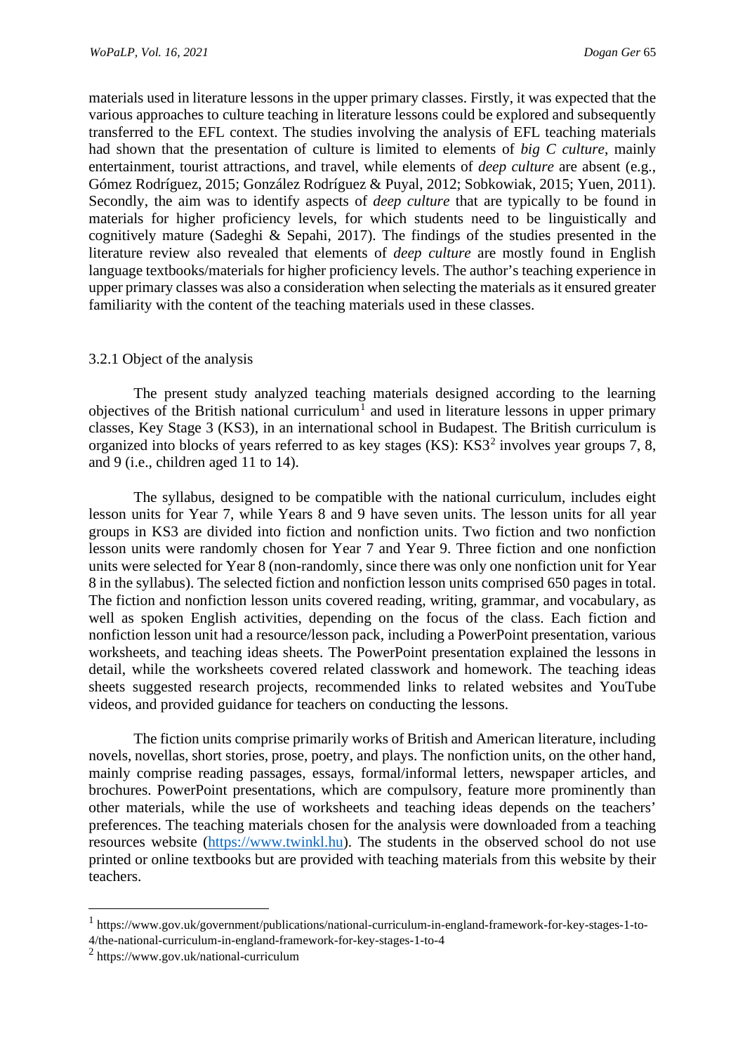materials used in literature lessons in the upper primary classes. Firstly, it was expected that the various approaches to culture teaching in literature lessons could be explored and subsequently transferred to the EFL context. The studies involving the analysis of EFL teaching materials had shown that the presentation of culture is limited to elements of *big C culture*, mainly entertainment, tourist attractions, and travel, while elements of *deep culture* are absent (e.g., Gómez Rodríguez, 2015; González Rodríguez & Puyal, 2012; Sobkowiak, 2015; Yuen, 2011). Secondly, the aim was to identify aspects of *deep culture* that are typically to be found in materials for higher proficiency levels, for which students need to be linguistically and cognitively mature (Sadeghi & Sepahi, 2017). The findings of the studies presented in the literature review also revealed that elements of *deep culture* are mostly found in English language textbooks/materials for higher proficiency levels. The author's teaching experience in upper primary classes was also a consideration when selecting the materials as it ensured greater familiarity with the content of the teaching materials used in these classes.

### 3.2.1 Object of the analysis

The present study analyzed teaching materials designed according to the learning objectives of the British national curriculum[1] and used in literature lessons in upper primary classes, Key Stage 3 (KS3), in an international school in Budapest. The British curriculum is organized into blocks of years referred to as key stages (KS): KS3[2] involves year groups 7, 8, and 9 (i.e., children aged 11 to 14).

The syllabus, designed to be compatible with the national curriculum, includes eight lesson units for Year 7, while Years 8 and 9 have seven units. The lesson units for all year groups in KS3 are divided into fiction and nonfiction units. Two fiction and two nonfiction lesson units were randomly chosen for Year 7 and Year 9. Three fiction and one nonfiction units were selected for Year 8 (non-randomly, since there was only one nonfiction unit for Year 8 in the syllabus). The selected fiction and nonfiction lesson units comprised 650 pages in total. The fiction and nonfiction lesson units covered reading, writing, grammar, and vocabulary, as well as spoken English activities, depending on the focus of the class. Each fiction and nonfiction lesson unit had a resource/lesson pack, including a PowerPoint presentation, various worksheets, and teaching ideas sheets. The PowerPoint presentation explained the lessons in detail, while the worksheets covered related classwork and homework. The teaching ideas sheets suggested research projects, recommended links to related websites and YouTube videos, and provided guidance for teachers on conducting the lessons.

The fiction units comprise primarily works of British and American literature, including novels, novellas, short stories, prose, poetry, and plays. The nonfiction units, on the other hand, mainly comprise reading passages, essays, formal/informal letters, newspaper articles, and brochures. PowerPoint presentations, which are compulsory, feature more prominently than other materials, while the use of worksheets and teaching ideas depends on the teachers' preferences. The teaching materials chosen for the analysis were downloaded from a teaching resources website (https://www.twinkl.hu). The students in the observed school do not use printed or online textbooks but are provided with teaching materials from this website by their teachers.

---

[1] https://www.gov.uk/government/publications/national-curriculum-in-england-framework-for-key-stages-1-to-4/the-national-curriculum-in-england-framework-for-key-stages-1-to-4

[2] https://www.gov.uk/national-curriculum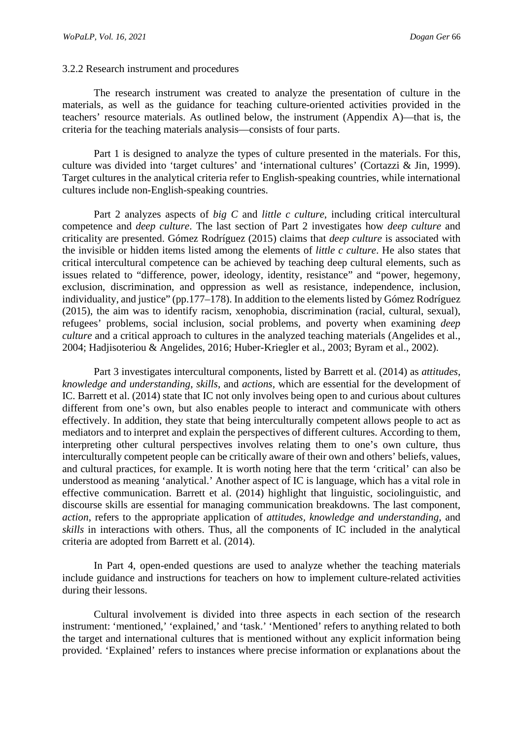3.2.2 Research instrument and procedures

The research instrument was created to analyze the presentation of culture in the materials, as well as the guidance for teaching culture-oriented activities provided in the teachers' resource materials. As outlined below, the instrument (Appendix A)—that is, the criteria for the teaching materials analysis—consists of four parts.

Part 1 is designed to analyze the types of culture presented in the materials. For this, culture was divided into 'target cultures' and 'international cultures' (Cortazzi & Jin, 1999). Target cultures in the analytical criteria refer to English-speaking countries, while international cultures include non-English-speaking countries.

Part 2 analyzes aspects of *big C* and *little c culture*, including critical intercultural competence and *deep culture*. The last section of Part 2 investigates how *deep culture* and criticality are presented. Gómez Rodríguez (2015) claims that *deep culture* is associated with the invisible or hidden items listed among the elements of *little c culture*. He also states that critical intercultural competence can be achieved by teaching deep cultural elements, such as issues related to "difference, power, ideology, identity, resistance" and "power, hegemony, exclusion, discrimination, and oppression as well as resistance, independence, inclusion, individuality, and justice" (pp.177–178). In addition to the elements listed by Gómez Rodríguez (2015), the aim was to identify racism, xenophobia, discrimination (racial, cultural, sexual), refugees' problems, social inclusion, social problems, and poverty when examining *deep culture* and a critical approach to cultures in the analyzed teaching materials (Angelides et al., 2004; Hadjisoteriou & Angelides, 2016; Huber-Kriegler et al., 2003; Byram et al., 2002).

Part 3 investigates intercultural components, listed by Barrett et al. (2014) as *attitudes*, *knowledge and understanding*, *skills*, and *actions*, which are essential for the development of IC. Barrett et al. (2014) state that IC not only involves being open to and curious about cultures different from one's own, but also enables people to interact and communicate with others effectively. In addition, they state that being interculturally competent allows people to act as mediators and to interpret and explain the perspectives of different cultures. According to them, interpreting other cultural perspectives involves relating them to one's own culture, thus interculturally competent people can be critically aware of their own and others' beliefs, values, and cultural practices, for example. It is worth noting here that the term 'critical' can also be understood as meaning 'analytical.' Another aspect of IC is language, which has a vital role in effective communication. Barrett et al. (2014) highlight that linguistic, sociolinguistic, and discourse skills are essential for managing communication breakdowns. The last component, *action*, refers to the appropriate application of *attitudes*, *knowledge and understanding*, and *skills* in interactions with others. Thus, all the components of IC included in the analytical criteria are adopted from Barrett et al. (2014).

In Part 4, open-ended questions are used to analyze whether the teaching materials include guidance and instructions for teachers on how to implement culture-related activities during their lessons.

Cultural involvement is divided into three aspects in each section of the research instrument: 'mentioned,' 'explained,' and 'task.' 'Mentioned' refers to anything related to both the target and international cultures that is mentioned without any explicit information being provided. 'Explained' refers to instances where precise information or explanations about the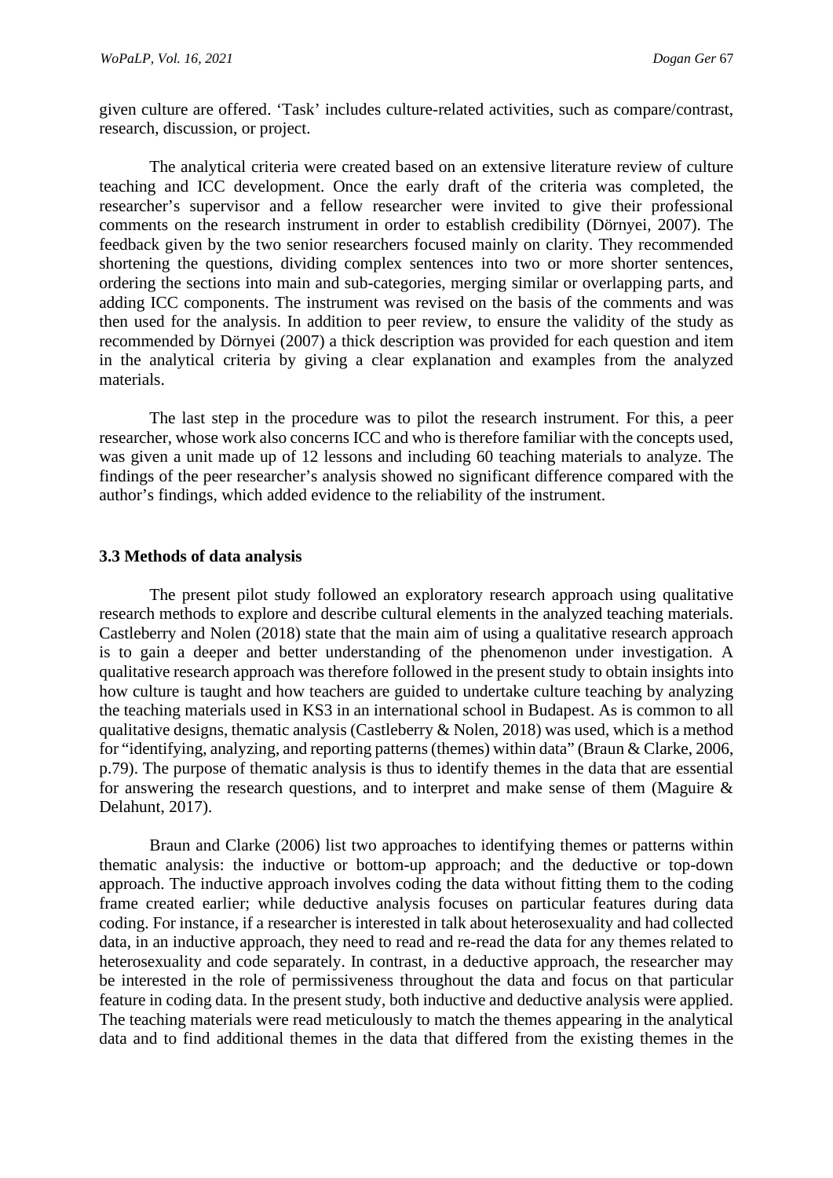given culture are offered. 'Task' includes culture-related activities, such as compare/contrast, research, discussion, or project.

The analytical criteria were created based on an extensive literature review of culture teaching and ICC development. Once the early draft of the criteria was completed, the researcher's supervisor and a fellow researcher were invited to give their professional comments on the research instrument in order to establish credibility (Dörnyei, 2007). The feedback given by the two senior researchers focused mainly on clarity. They recommended shortening the questions, dividing complex sentences into two or more shorter sentences, ordering the sections into main and sub-categories, merging similar or overlapping parts, and adding ICC components. The instrument was revised on the basis of the comments and was then used for the analysis. In addition to peer review, to ensure the validity of the study as recommended by Dörnyei (2007) a thick description was provided for each question and item in the analytical criteria by giving a clear explanation and examples from the analyzed materials.

The last step in the procedure was to pilot the research instrument. For this, a peer researcher, whose work also concerns ICC and who is therefore familiar with the concepts used, was given a unit made up of 12 lessons and including 60 teaching materials to analyze. The findings of the peer researcher's analysis showed no significant difference compared with the author's findings, which added evidence to the reliability of the instrument.

### 3.3 Methods of data analysis

The present pilot study followed an exploratory research approach using qualitative research methods to explore and describe cultural elements in the analyzed teaching materials. Castleberry and Nolen (2018) state that the main aim of using a qualitative research approach is to gain a deeper and better understanding of the phenomenon under investigation. A qualitative research approach was therefore followed in the present study to obtain insights into how culture is taught and how teachers are guided to undertake culture teaching by analyzing the teaching materials used in KS3 in an international school in Budapest. As is common to all qualitative designs, thematic analysis (Castleberry & Nolen, 2018) was used, which is a method for "identifying, analyzing, and reporting patterns (themes) within data" (Braun & Clarke, 2006, p.79). The purpose of thematic analysis is thus to identify themes in the data that are essential for answering the research questions, and to interpret and make sense of them (Maguire & Delahunt, 2017).

Braun and Clarke (2006) list two approaches to identifying themes or patterns within thematic analysis: the inductive or bottom-up approach; and the deductive or top-down approach. The inductive approach involves coding the data without fitting them to the coding frame created earlier; while deductive analysis focuses on particular features during data coding. For instance, if a researcher is interested in talk about heterosexuality and had collected data, in an inductive approach, they need to read and re-read the data for any themes related to heterosexuality and code separately. In contrast, in a deductive approach, the researcher may be interested in the role of permissiveness throughout the data and focus on that particular feature in coding data. In the present study, both inductive and deductive analysis were applied. The teaching materials were read meticulously to match the themes appearing in the analytical data and to find additional themes in the data that differed from the existing themes in the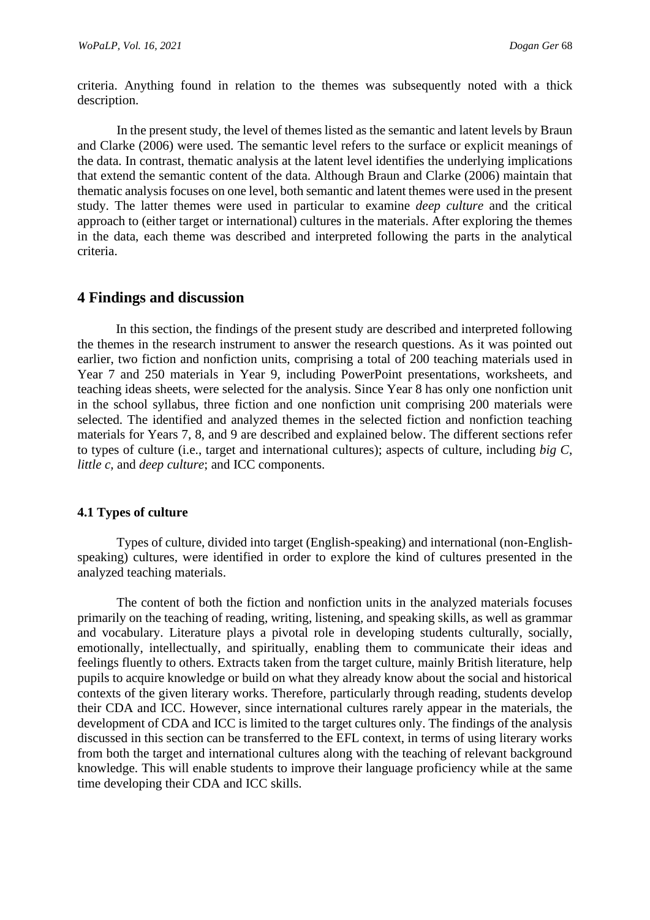criteria. Anything found in relation to the themes was subsequently noted with a thick description.

In the present study, the level of themes listed as the semantic and latent levels by Braun and Clarke (2006) were used. The semantic level refers to the surface or explicit meanings of the data. In contrast, thematic analysis at the latent level identifies the underlying implications that extend the semantic content of the data. Although Braun and Clarke (2006) maintain that thematic analysis focuses on one level, both semantic and latent themes were used in the present study. The latter themes were used in particular to examine *deep culture* and the critical approach to (either target or international) cultures in the materials. After exploring the themes in the data, each theme was described and interpreted following the parts in the analytical criteria.

## 4 Findings and discussion

In this section, the findings of the present study are described and interpreted following the themes in the research instrument to answer the research questions. As it was pointed out earlier, two fiction and nonfiction units, comprising a total of 200 teaching materials used in Year 7 and 250 materials in Year 9, including PowerPoint presentations, worksheets, and teaching ideas sheets, were selected for the analysis. Since Year 8 has only one nonfiction unit in the school syllabus, three fiction and one nonfiction unit comprising 200 materials were selected. The identified and analyzed themes in the selected fiction and nonfiction teaching materials for Years 7, 8, and 9 are described and explained below. The different sections refer to types of culture (i.e., target and international cultures); aspects of culture, including *big C*, *little c,* and *deep culture*; and ICC components.

### 4.1 Types of culture

Types of culture, divided into target (English-speaking) and international (non-English-speaking) cultures, were identified in order to explore the kind of cultures presented in the analyzed teaching materials.

The content of both the fiction and nonfiction units in the analyzed materials focuses primarily on the teaching of reading, writing, listening, and speaking skills, as well as grammar and vocabulary. Literature plays a pivotal role in developing students culturally, socially, emotionally, intellectually, and spiritually, enabling them to communicate their ideas and feelings fluently to others. Extracts taken from the target culture, mainly British literature, help pupils to acquire knowledge or build on what they already know about the social and historical contexts of the given literary works. Therefore, particularly through reading, students develop their CDA and ICC. However, since international cultures rarely appear in the materials, the development of CDA and ICC is limited to the target cultures only. The findings of the analysis discussed in this section can be transferred to the EFL context, in terms of using literary works from both the target and international cultures along with the teaching of relevant background knowledge. This will enable students to improve their language proficiency while at the same time developing their CDA and ICC skills.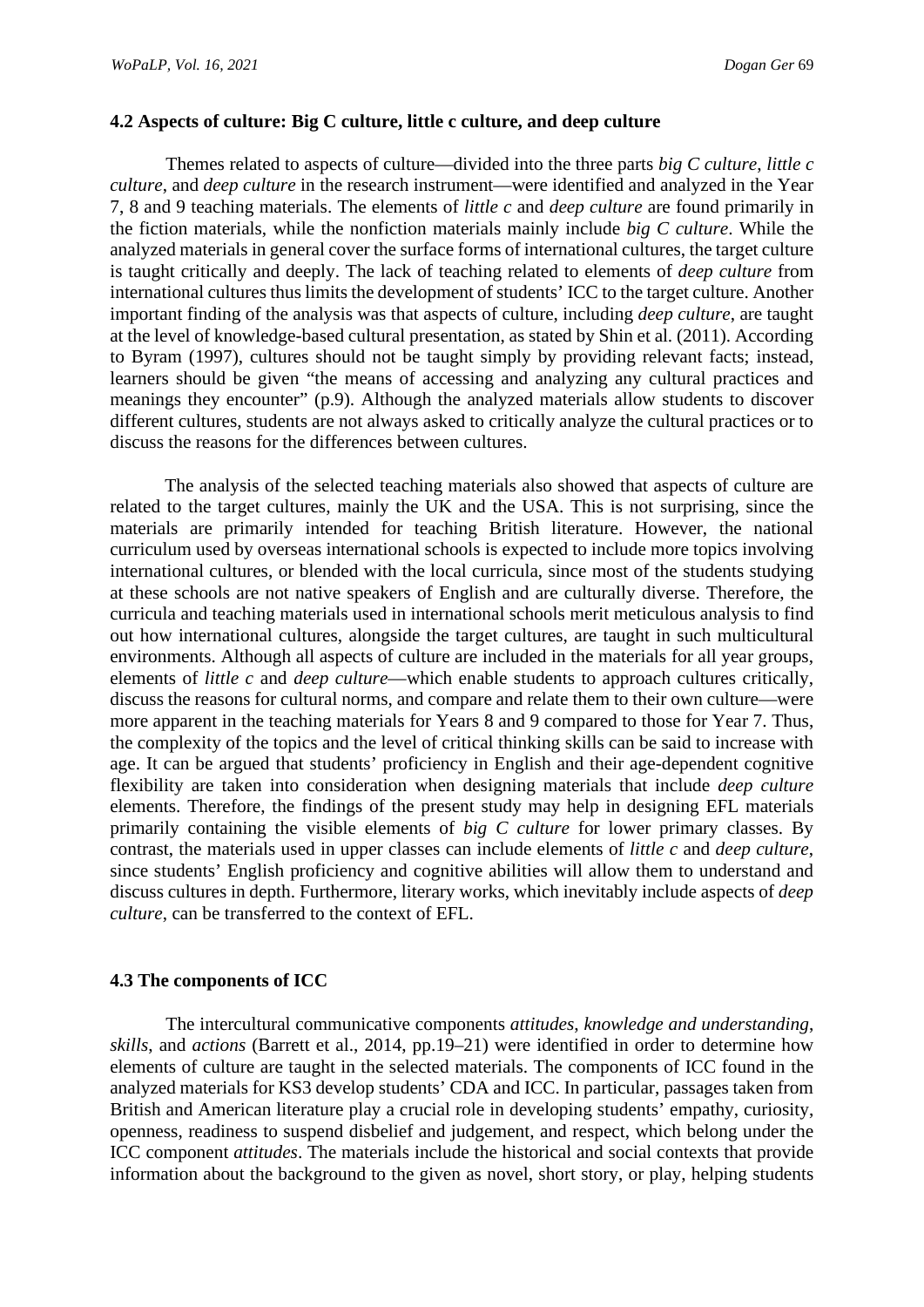### 4.2 Aspects of culture: Big C culture, little c culture, and deep culture

Themes related to aspects of culture—divided into the three parts *big C culture*, *little c culture*, and *deep culture* in the research instrument—were identified and analyzed in the Year 7, 8 and 9 teaching materials. The elements of *little c* and *deep culture* are found primarily in the fiction materials, while the nonfiction materials mainly include *big C culture*. While the analyzed materials in general cover the surface forms of international cultures, the target culture is taught critically and deeply. The lack of teaching related to elements of *deep culture* from international cultures thus limits the development of students' ICC to the target culture. Another important finding of the analysis was that aspects of culture, including *deep culture*, are taught at the level of knowledge-based cultural presentation, as stated by Shin et al. (2011). According to Byram (1997), cultures should not be taught simply by providing relevant facts; instead, learners should be given "the means of accessing and analyzing any cultural practices and meanings they encounter" (p.9). Although the analyzed materials allow students to discover different cultures, students are not always asked to critically analyze the cultural practices or to discuss the reasons for the differences between cultures.

The analysis of the selected teaching materials also showed that aspects of culture are related to the target cultures, mainly the UK and the USA. This is not surprising, since the materials are primarily intended for teaching British literature. However, the national curriculum used by overseas international schools is expected to include more topics involving international cultures, or blended with the local curricula, since most of the students studying at these schools are not native speakers of English and are culturally diverse. Therefore, the curricula and teaching materials used in international schools merit meticulous analysis to find out how international cultures, alongside the target cultures, are taught in such multicultural environments. Although all aspects of culture are included in the materials for all year groups, elements of *little c* and *deep culture*—which enable students to approach cultures critically, discuss the reasons for cultural norms, and compare and relate them to their own culture—were more apparent in the teaching materials for Years 8 and 9 compared to those for Year 7. Thus, the complexity of the topics and the level of critical thinking skills can be said to increase with age. It can be argued that students' proficiency in English and their age-dependent cognitive flexibility are taken into consideration when designing materials that include *deep culture* elements. Therefore, the findings of the present study may help in designing EFL materials primarily containing the visible elements of *big C culture* for lower primary classes. By contrast, the materials used in upper classes can include elements of *little c* and *deep culture*, since students' English proficiency and cognitive abilities will allow them to understand and discuss cultures in depth. Furthermore, literary works, which inevitably include aspects of *deep culture*, can be transferred to the context of EFL.

### 4.3 The components of ICC

The intercultural communicative components *attitudes*, *knowledge and understanding*, *skills*, and *actions* (Barrett et al., 2014, pp.19–21) were identified in order to determine how elements of culture are taught in the selected materials. The components of ICC found in the analyzed materials for KS3 develop students' CDA and ICC. In particular, passages taken from British and American literature play a crucial role in developing students' empathy, curiosity, openness, readiness to suspend disbelief and judgement, and respect, which belong under the ICC component *attitudes*. The materials include the historical and social contexts that provide information about the background to the given as novel, short story, or play, helping students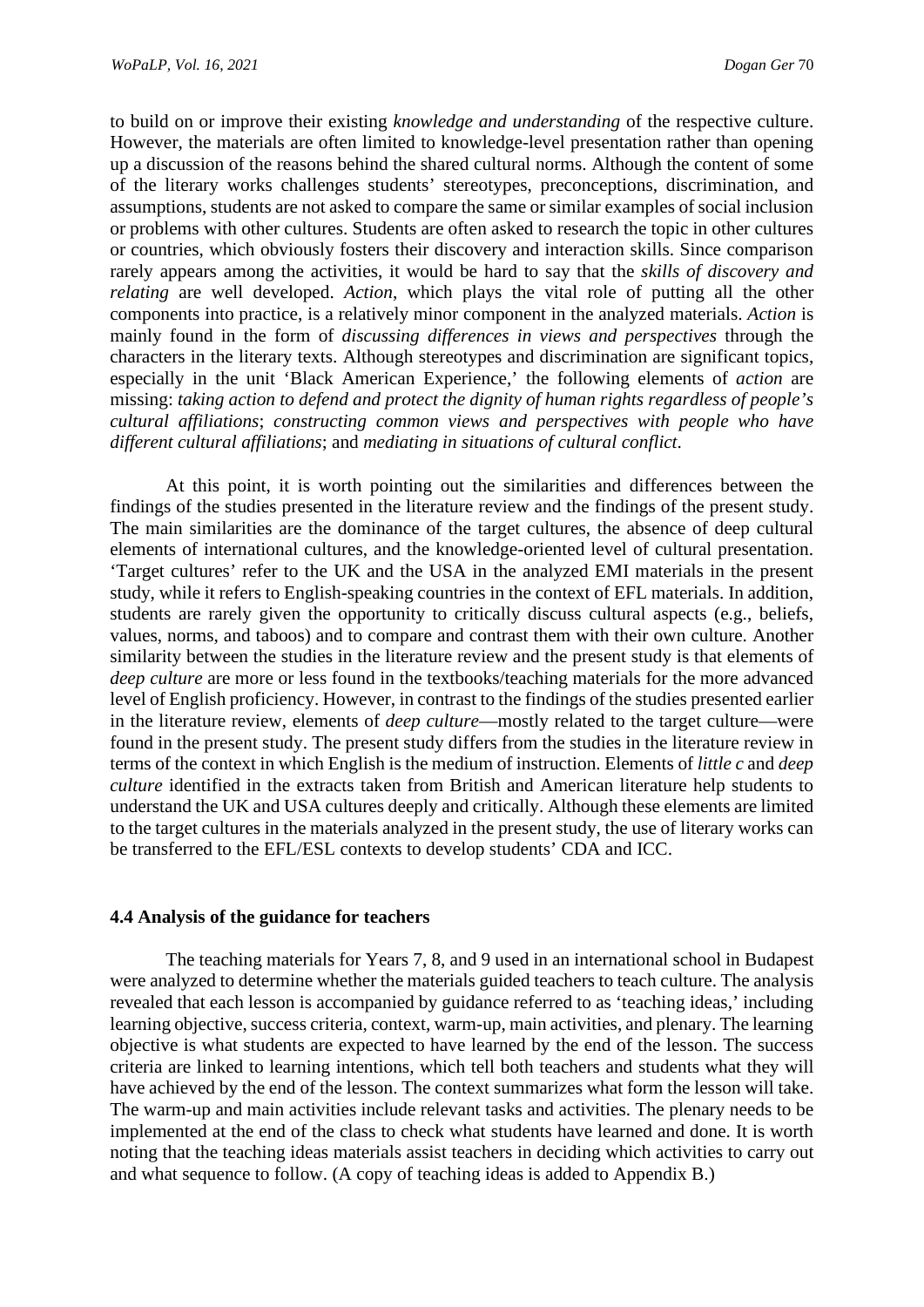to build on or improve their existing *knowledge and understanding* of the respective culture. However, the materials are often limited to knowledge-level presentation rather than opening up a discussion of the reasons behind the shared cultural norms. Although the content of some of the literary works challenges students' stereotypes, preconceptions, discrimination, and assumptions, students are not asked to compare the same or similar examples of social inclusion or problems with other cultures. Students are often asked to research the topic in other cultures or countries, which obviously fosters their discovery and interaction skills. Since comparison rarely appears among the activities, it would be hard to say that the *skills of discovery and relating* are well developed. *Action*, which plays the vital role of putting all the other components into practice, is a relatively minor component in the analyzed materials. *Action* is mainly found in the form of *discussing differences in views and perspectives* through the characters in the literary texts. Although stereotypes and discrimination are significant topics, especially in the unit 'Black American Experience,' the following elements of *action* are missing: *taking action to defend and protect the dignity of human rights regardless of people's cultural affiliations*; *constructing common views and perspectives with people who have different cultural affiliations*; and *mediating in situations of cultural conflict*.

At this point, it is worth pointing out the similarities and differences between the findings of the studies presented in the literature review and the findings of the present study. The main similarities are the dominance of the target cultures, the absence of deep cultural elements of international cultures, and the knowledge-oriented level of cultural presentation. 'Target cultures' refer to the UK and the USA in the analyzed EMI materials in the present study, while it refers to English-speaking countries in the context of EFL materials. In addition, students are rarely given the opportunity to critically discuss cultural aspects (e.g., beliefs, values, norms, and taboos) and to compare and contrast them with their own culture. Another similarity between the studies in the literature review and the present study is that elements of *deep culture* are more or less found in the textbooks/teaching materials for the more advanced level of English proficiency. However, in contrast to the findings of the studies presented earlier in the literature review, elements of *deep culture*—mostly related to the target culture—were found in the present study. The present study differs from the studies in the literature review in terms of the context in which English is the medium of instruction. Elements of *little c* and *deep culture* identified in the extracts taken from British and American literature help students to understand the UK and USA cultures deeply and critically. Although these elements are limited to the target cultures in the materials analyzed in the present study, the use of literary works can be transferred to the EFL/ESL contexts to develop students' CDA and ICC.

### 4.4 Analysis of the guidance for teachers

The teaching materials for Years 7, 8, and 9 used in an international school in Budapest were analyzed to determine whether the materials guided teachers to teach culture. The analysis revealed that each lesson is accompanied by guidance referred to as 'teaching ideas,' including learning objective, success criteria, context, warm-up, main activities, and plenary. The learning objective is what students are expected to have learned by the end of the lesson. The success criteria are linked to learning intentions, which tell both teachers and students what they will have achieved by the end of the lesson. The context summarizes what form the lesson will take. The warm-up and main activities include relevant tasks and activities. The plenary needs to be implemented at the end of the class to check what students have learned and done. It is worth noting that the teaching ideas materials assist teachers in deciding which activities to carry out and what sequence to follow. (A copy of teaching ideas is added to Appendix B.)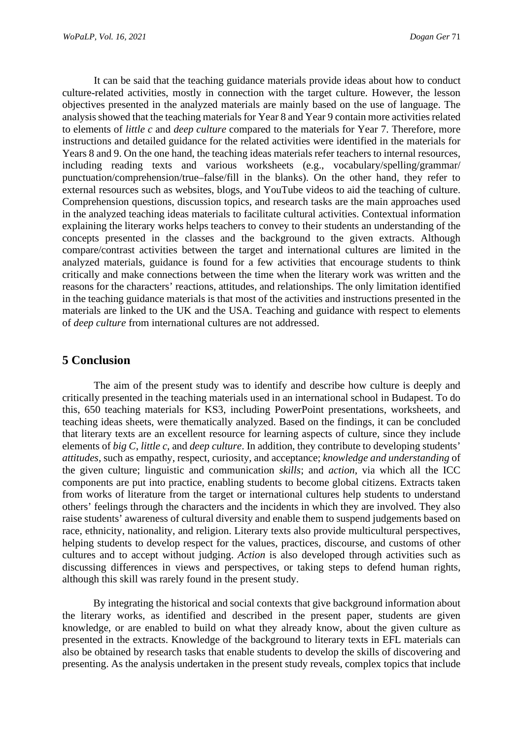It can be said that the teaching guidance materials provide ideas about how to conduct culture-related activities, mostly in connection with the target culture. However, the lesson objectives presented in the analyzed materials are mainly based on the use of language. The analysis showed that the teaching materials for Year 8 and Year 9 contain more activities related to elements of *little c* and *deep culture* compared to the materials for Year 7. Therefore, more instructions and detailed guidance for the related activities were identified in the materials for Years 8 and 9. On the one hand, the teaching ideas materials refer teachers to internal resources, including reading texts and various worksheets (e.g., vocabulary/spelling/grammar/ punctuation/comprehension/true–false/fill in the blanks). On the other hand, they refer to external resources such as websites, blogs, and YouTube videos to aid the teaching of culture. Comprehension questions, discussion topics, and research tasks are the main approaches used in the analyzed teaching ideas materials to facilitate cultural activities. Contextual information explaining the literary works helps teachers to convey to their students an understanding of the concepts presented in the classes and the background to the given extracts. Although compare/contrast activities between the target and international cultures are limited in the analyzed materials, guidance is found for a few activities that encourage students to think critically and make connections between the time when the literary work was written and the reasons for the characters' reactions, attitudes, and relationships. The only limitation identified in the teaching guidance materials is that most of the activities and instructions presented in the materials are linked to the UK and the USA. Teaching and guidance with respect to elements of *deep culture* from international cultures are not addressed.

## 5 Conclusion

The aim of the present study was to identify and describe how culture is deeply and critically presented in the teaching materials used in an international school in Budapest. To do this, 650 teaching materials for KS3, including PowerPoint presentations, worksheets, and teaching ideas sheets, were thematically analyzed. Based on the findings, it can be concluded that literary texts are an excellent resource for learning aspects of culture, since they include elements of *big C*, *little c*, and *deep culture*. In addition, they contribute to developing students' *attitudes*, such as empathy, respect, curiosity, and acceptance; *knowledge and understanding* of the given culture; linguistic and communication *skills*; and *action*, via which all the ICC components are put into practice, enabling students to become global citizens. Extracts taken from works of literature from the target or international cultures help students to understand others' feelings through the characters and the incidents in which they are involved. They also raise students' awareness of cultural diversity and enable them to suspend judgements based on race, ethnicity, nationality, and religion. Literary texts also provide multicultural perspectives, helping students to develop respect for the values, practices, discourse, and customs of other cultures and to accept without judging. *Action* is also developed through activities such as discussing differences in views and perspectives, or taking steps to defend human rights, although this skill was rarely found in the present study.

By integrating the historical and social contexts that give background information about the literary works, as identified and described in the present paper, students are given knowledge, or are enabled to build on what they already know, about the given culture as presented in the extracts. Knowledge of the background to literary texts in EFL materials can also be obtained by research tasks that enable students to develop the skills of discovering and presenting. As the analysis undertaken in the present study reveals, complex topics that include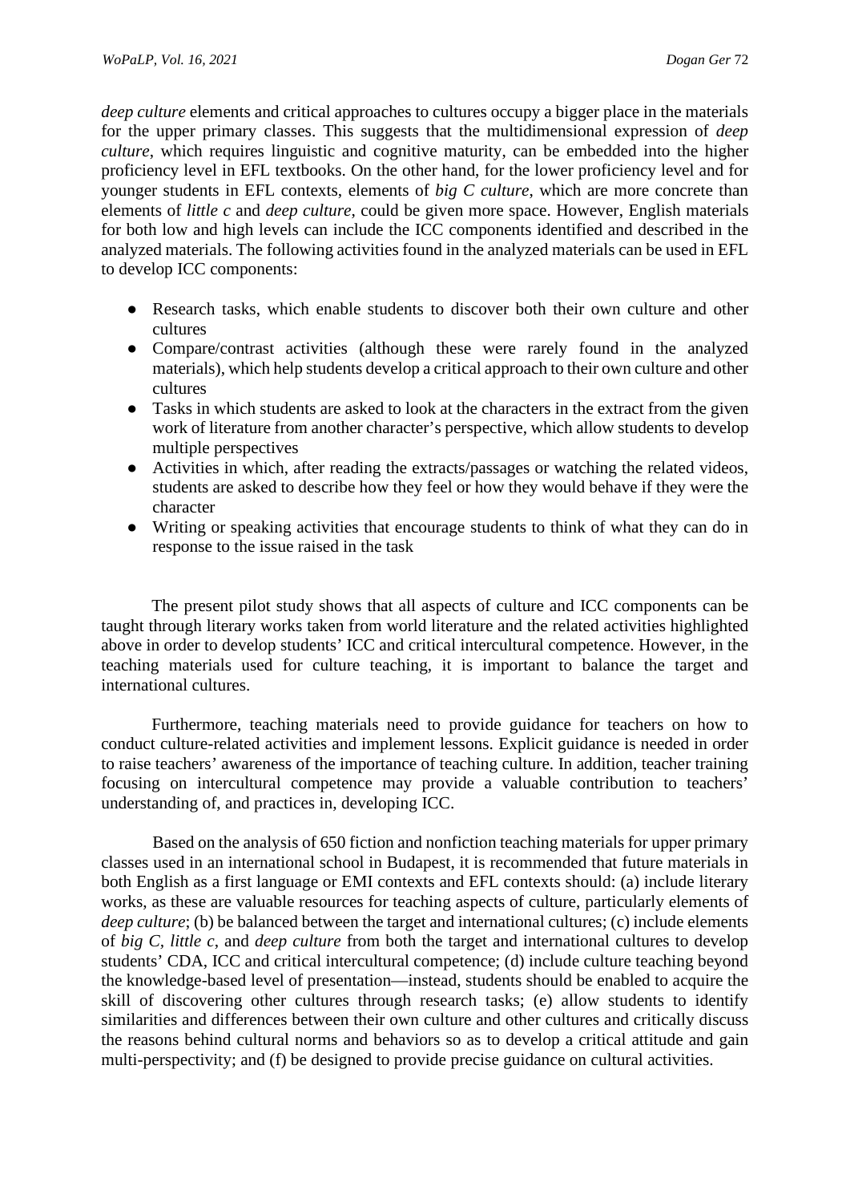*deep culture* elements and critical approaches to cultures occupy a bigger place in the materials for the upper primary classes. This suggests that the multidimensional expression of *deep culture*, which requires linguistic and cognitive maturity, can be embedded into the higher proficiency level in EFL textbooks. On the other hand, for the lower proficiency level and for younger students in EFL contexts, elements of *big C culture*, which are more concrete than elements of *little c* and *deep culture*, could be given more space. However, English materials for both low and high levels can include the ICC components identified and described in the analyzed materials. The following activities found in the analyzed materials can be used in EFL to develop ICC components:

- Research tasks, which enable students to discover both their own culture and other cultures
- Compare/contrast activities (although these were rarely found in the analyzed materials), which help students develop a critical approach to their own culture and other cultures
- Tasks in which students are asked to look at the characters in the extract from the given work of literature from another character's perspective, which allow students to develop multiple perspectives
- Activities in which, after reading the extracts/passages or watching the related videos, students are asked to describe how they feel or how they would behave if they were the character
- Writing or speaking activities that encourage students to think of what they can do in response to the issue raised in the task

The present pilot study shows that all aspects of culture and ICC components can be taught through literary works taken from world literature and the related activities highlighted above in order to develop students' ICC and critical intercultural competence. However, in the teaching materials used for culture teaching, it is important to balance the target and international cultures.

Furthermore, teaching materials need to provide guidance for teachers on how to conduct culture-related activities and implement lessons. Explicit guidance is needed in order to raise teachers' awareness of the importance of teaching culture. In addition, teacher training focusing on intercultural competence may provide a valuable contribution to teachers' understanding of, and practices in, developing ICC.

Based on the analysis of 650 fiction and nonfiction teaching materials for upper primary classes used in an international school in Budapest, it is recommended that future materials in both English as a first language or EMI contexts and EFL contexts should: (a) include literary works, as these are valuable resources for teaching aspects of culture, particularly elements of *deep culture*; (b) be balanced between the target and international cultures; (c) include elements of *big C, little c*, and *deep culture* from both the target and international cultures to develop students' CDA, ICC and critical intercultural competence; (d) include culture teaching beyond the knowledge-based level of presentation—instead, students should be enabled to acquire the skill of discovering other cultures through research tasks; (e) allow students to identify similarities and differences between their own culture and other cultures and critically discuss the reasons behind cultural norms and behaviors so as to develop a critical attitude and gain multi-perspectivity; and (f) be designed to provide precise guidance on cultural activities.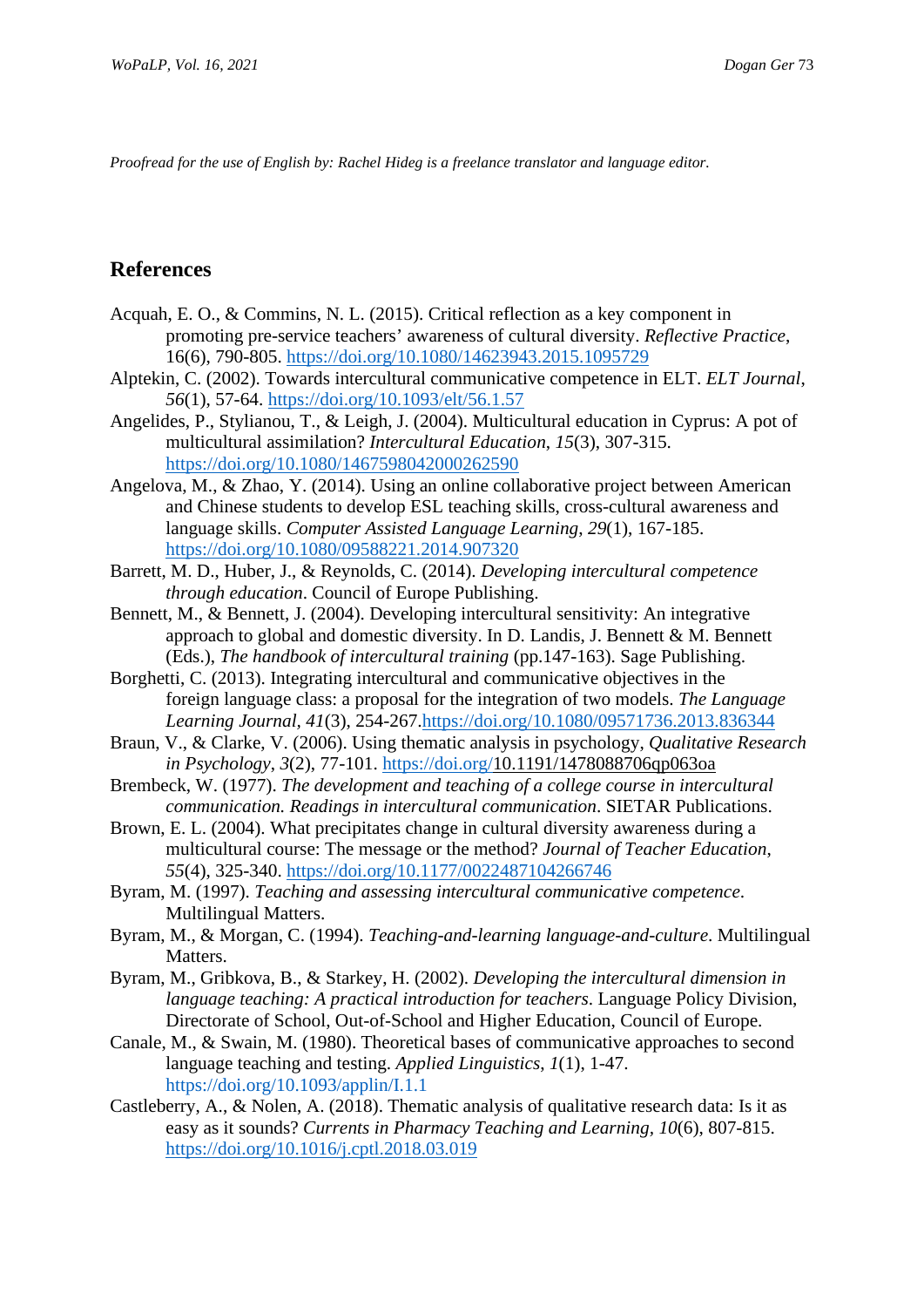*Proofread for the use of English by: Rachel Hideg is a freelance translator and language editor.*

## References

Acquah, E. O., & Commins, N. L. (2015). Critical reflection as a key component in promoting pre-service teachers' awareness of cultural diversity. *Reflective Practice*, 16(6), 790-805. https://doi.org/10.1080/14623943.2015.1095729

Alptekin, C. (2002). Towards intercultural communicative competence in ELT. *ELT Journal*, *56*(1), 57-64. https://doi.org/10.1093/elt/56.1.57

Angelides, P., Stylianou, T., & Leigh, J. (2004). Multicultural education in Cyprus: A pot of multicultural assimilation? *Intercultural Education*, *15*(3), 307-315. https://doi.org/10.1080/1467598042000262590

Angelova, M., & Zhao, Y. (2014). Using an online collaborative project between American and Chinese students to develop ESL teaching skills, cross-cultural awareness and language skills. *Computer Assisted Language Learning*, *29*(1), 167-185. https://doi.org/10.1080/09588221.2014.907320

Barrett, M. D., Huber, J., & Reynolds, C. (2014). *Developing intercultural competence through education*. Council of Europe Publishing.

Bennett, M., & Bennett, J. (2004). Developing intercultural sensitivity: An integrative approach to global and domestic diversity. In D. Landis, J. Bennett & M. Bennett (Eds.), *The handbook of intercultural training* (pp.147-163). Sage Publishing.

Borghetti, C. (2013). Integrating intercultural and communicative objectives in the foreign language class: a proposal for the integration of two models. *The Language Learning Journal, 41*(3), 254-267.https://doi.org/10.1080/09571736.2013.836344

Braun, V., & Clarke, V. (2006). Using thematic analysis in psychology, *Qualitative Research in Psychology*, *3*(2), 77-101. https://doi.org/10.1191/1478088706qp063oa

Brembeck, W. (1977). *The development and teaching of a college course in intercultural communication. Readings in intercultural communication*. SIETAR Publications.

Brown, E. L. (2004). What precipitates change in cultural diversity awareness during a multicultural course: The message or the method? *Journal of Teacher Education*, *55*(4), 325-340. https://doi.org/10.1177/0022487104266746

Byram, M. (1997). *Teaching and assessing intercultural communicative competence*. Multilingual Matters.

Byram, M., & Morgan, C. (1994). *Teaching-and-learning language-and-culture*. Multilingual Matters.

Byram, M., Gribkova, B., & Starkey, H. (2002). *Developing the intercultural dimension in language teaching: A practical introduction for teachers*. Language Policy Division, Directorate of School, Out-of-School and Higher Education, Council of Europe.

Canale, M., & Swain, M. (1980). Theoretical bases of communicative approaches to second language teaching and testing. *Applied Linguistics*, *1*(1), 1-47. https://doi.org/10.1093/applin/I.1.1

Castleberry, A., & Nolen, A. (2018). Thematic analysis of qualitative research data: Is it as easy as it sounds? *Currents in Pharmacy Teaching and Learning*, *10*(6), 807-815. https://doi.org/10.1016/j.cptl.2018.03.019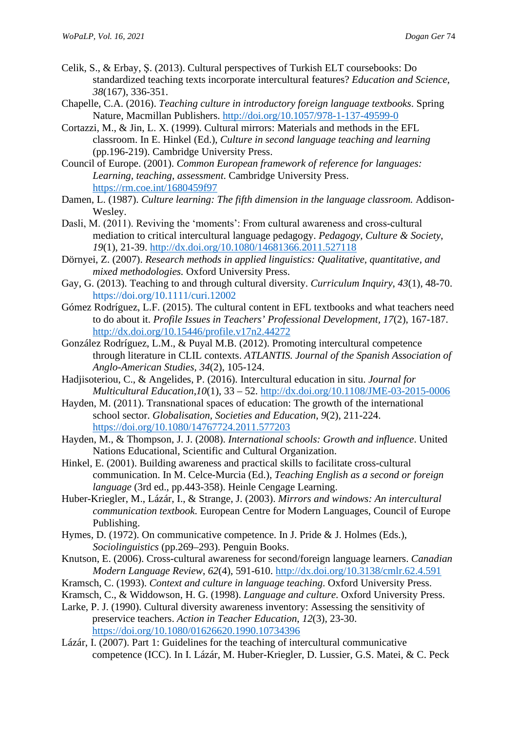Celik, S., & Erbay, Ş. (2013). Cultural perspectives of Turkish ELT coursebooks: Do standardized teaching texts incorporate intercultural features? *Education and Science*, *38*(167), 336-351.

Chapelle, C.A. (2016). *Teaching culture in introductory foreign language textbooks*. Spring Nature, Macmillan Publishers. http://doi.org/10.1057/978-1-137-49599-0

Cortazzi, M., & Jin, L. X. (1999). Cultural mirrors: Materials and methods in the EFL classroom. In E. Hinkel (Ed.), *Culture in second language teaching and learning* (pp.196-219). Cambridge University Press.

Council of Europe. (2001). *Common European framework of reference for languages: Learning, teaching, assessment*. Cambridge University Press. https://rm.coe.int/1680459f97

Damen, L. (1987). *Culture learning: The fifth dimension in the language classroom.* Addison-Wesley.

Dasli, M. (2011). Reviving the 'moments': From cultural awareness and cross-cultural mediation to critical intercultural language pedagogy. *Pedagogy, Culture & Society*, *19*(1), 21-39. http://dx.doi.org/10.1080/14681366.2011.527118

Dörnyei, Z. (2007). *Research methods in applied linguistics: Qualitative, quantitative, and mixed methodologies.* Oxford University Press.

Gay, G. (2013). Teaching to and through cultural diversity. *Curriculum Inquiry*, *43*(1), 48-70. https://doi.org/10.1111/curi.12002

Gómez Rodríguez, L.F. (2015). The cultural content in EFL textbooks and what teachers need to do about it. *Profile Issues in Teachers' Professional Development*, *17*(2), 167-187. http://dx.doi.org/10.15446/profile.v17n2.44272

González Rodríguez, L.M., & Puyal M.B. (2012). Promoting intercultural competence through literature in CLIL contexts. *ATLANTIS. Journal of the Spanish Association of Anglo-American Studies*, *34*(2), 105-124.

Hadjisoteriou, C., & Angelides, P. (2016). Intercultural education in situ. *Journal for Multicultural Education*,*10*(1), 33 – 52. http://dx.doi.org/10.1108/JME-03-2015-0006

Hayden, M. (2011). Transnational spaces of education: The growth of the international school sector. *Globalisation, Societies and Education*, *9*(2), 211-224. https://doi.org/10.1080/14767724.2011.577203

Hayden, M., & Thompson, J. J. (2008). *International schools: Growth and influence*. United Nations Educational, Scientific and Cultural Organization.

Hinkel, E. (2001). Building awareness and practical skills to facilitate cross-cultural communication. In M. Celce-Murcia (Ed.), *Teaching English as a second or foreign language* (3rd ed., pp.443-358). Heinle Cengage Learning.

Huber-Kriegler, M., Lázár, I., & Strange, J. (2003). *Mirrors and windows: An intercultural communication textbook.* European Centre for Modern Languages, Council of Europe Publishing.

Hymes, D. (1972). On communicative competence. In J. Pride & J. Holmes (Eds.), *Sociolinguistics* (pp.269–293). Penguin Books.

Knutson, E. (2006). Cross-cultural awareness for second/foreign language learners. *Canadian Modern Language Review*, *62*(4), 591-610. http://dx.doi.org/10.3138/cmlr.62.4.591

Kramsch, C. (1993). *Context and culture in language teaching*. Oxford University Press.

Kramsch, C., & Widdowson, H. G. (1998). *Language and culture*. Oxford University Press.

Larke, P. J. (1990). Cultural diversity awareness inventory: Assessing the sensitivity of preservice teachers. *Action in Teacher Education*, *12*(3), 23-30. https://doi.org/10.1080/01626620.1990.10734396

Lázár, I. (2007). Part 1: Guidelines for the teaching of intercultural communicative competence (ICC). In I. Lázár, M. Huber-Kriegler, D. Lussier, G.S. Matei, & C. Peck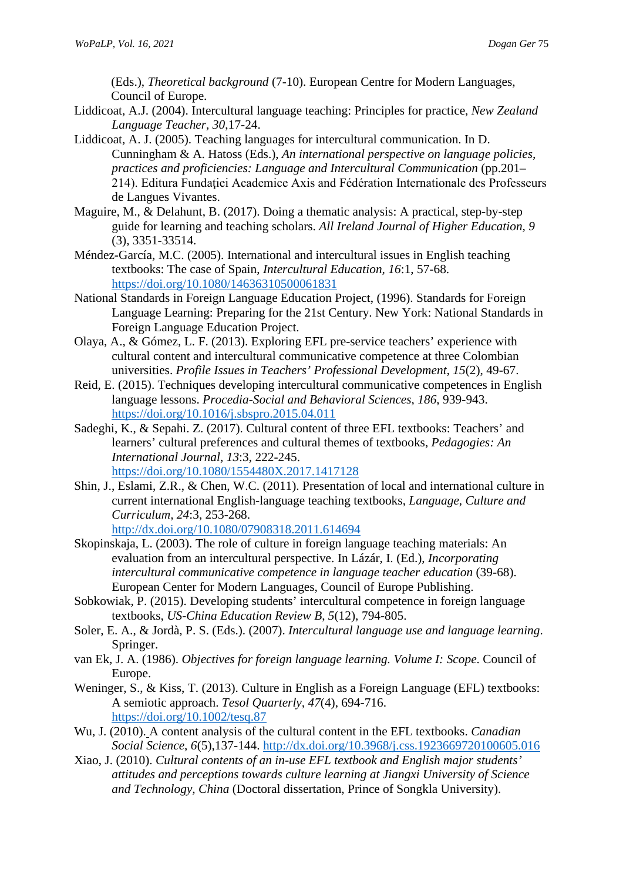(Eds.), *Theoretical background* (7-10). European Centre for Modern Languages, Council of Europe.

Liddicoat, A.J. (2004). Intercultural language teaching: Principles for practice, *New Zealand Language Teacher, 30*,17-24.

Liddicoat, A. J. (2005). Teaching languages for intercultural communication. In D. Cunningham & A. Hatoss (Eds.), *An international perspective on language policies, practices and proficiencies: Language and Intercultural Communication* (pp.201–214). Editura Fundaţiei Academice Axis and Fédération Internationale des Professeurs de Langues Vivantes.

Maguire, M., & Delahunt, B. (2017). Doing a thematic analysis: A practical, step-by-step guide for learning and teaching scholars. *All Ireland Journal of Higher Education, 9* (3), 3351-33514.

Méndez-García, M.C. (2005). International and intercultural issues in English teaching textbooks: The case of Spain, *Intercultural Education*, *16*:1, 57-68. https://doi.org/10.1080/14636310500061831

National Standards in Foreign Language Education Project, (1996). Standards for Foreign Language Learning: Preparing for the 21st Century. New York: National Standards in Foreign Language Education Project.

Olaya, A., & Gómez, L. F. (2013). Exploring EFL pre-service teachers' experience with cultural content and intercultural communicative competence at three Colombian universities. *Profile Issues in Teachers' Professional Development*, *15*(2), 49-67.

Reid, E. (2015). Techniques developing intercultural communicative competences in English language lessons. *Procedia-Social and Behavioral Sciences*, *186*, 939-943. https://doi.org/10.1016/j.sbspro.2015.04.011

Sadeghi, K., & Sepahi. Z. (2017). Cultural content of three EFL textbooks: Teachers' and learners' cultural preferences and cultural themes of textbooks, *Pedagogies: An International Journal*, *13*:3, 222-245. https://doi.org/10.1080/1554480X.2017.1417128

Shin, J., Eslami, Z.R., & Chen, W.C. (2011). Presentation of local and international culture in current international English-language teaching textbooks, *Language, Culture and Curriculum*, *24*:3, 253-268. http://dx.doi.org/10.1080/07908318.2011.614694

Skopinskaja, L. (2003). The role of culture in foreign language teaching materials: An evaluation from an intercultural perspective. In Lázár, I. (Ed.), *Incorporating intercultural communicative competence in language teacher education* (39-68). European Center for Modern Languages, Council of Europe Publishing.

Sobkowiak, P. (2015). Developing students' intercultural competence in foreign language textbooks, *US-China Education Review B*, *5*(12), 794-805.

Soler, E. A., & Jordà, P. S. (Eds.). (2007). *Intercultural language use and language learning*. Springer.

van Ek, J. A. (1986). *Objectives for foreign language learning. Volume I: Scope*. Council of Europe.

Weninger, S., & Kiss, T. (2013). Culture in English as a Foreign Language (EFL) textbooks: A semiotic approach. *Tesol Quarterly*, *47*(4), 694-716. https://doi.org/10.1002/tesq.87

Wu, J. (2010). A content analysis of the cultural content in the EFL textbooks. *Canadian Social Science*, *6*(5),137-144. http://dx.doi.org/10.3968/j.css.1923669720100605.016

Xiao, J. (2010). *Cultural contents of an in-use EFL textbook and English major students' attitudes and perceptions towards culture learning at Jiangxi University of Science and Technology, China* (Doctoral dissertation, Prince of Songkla University).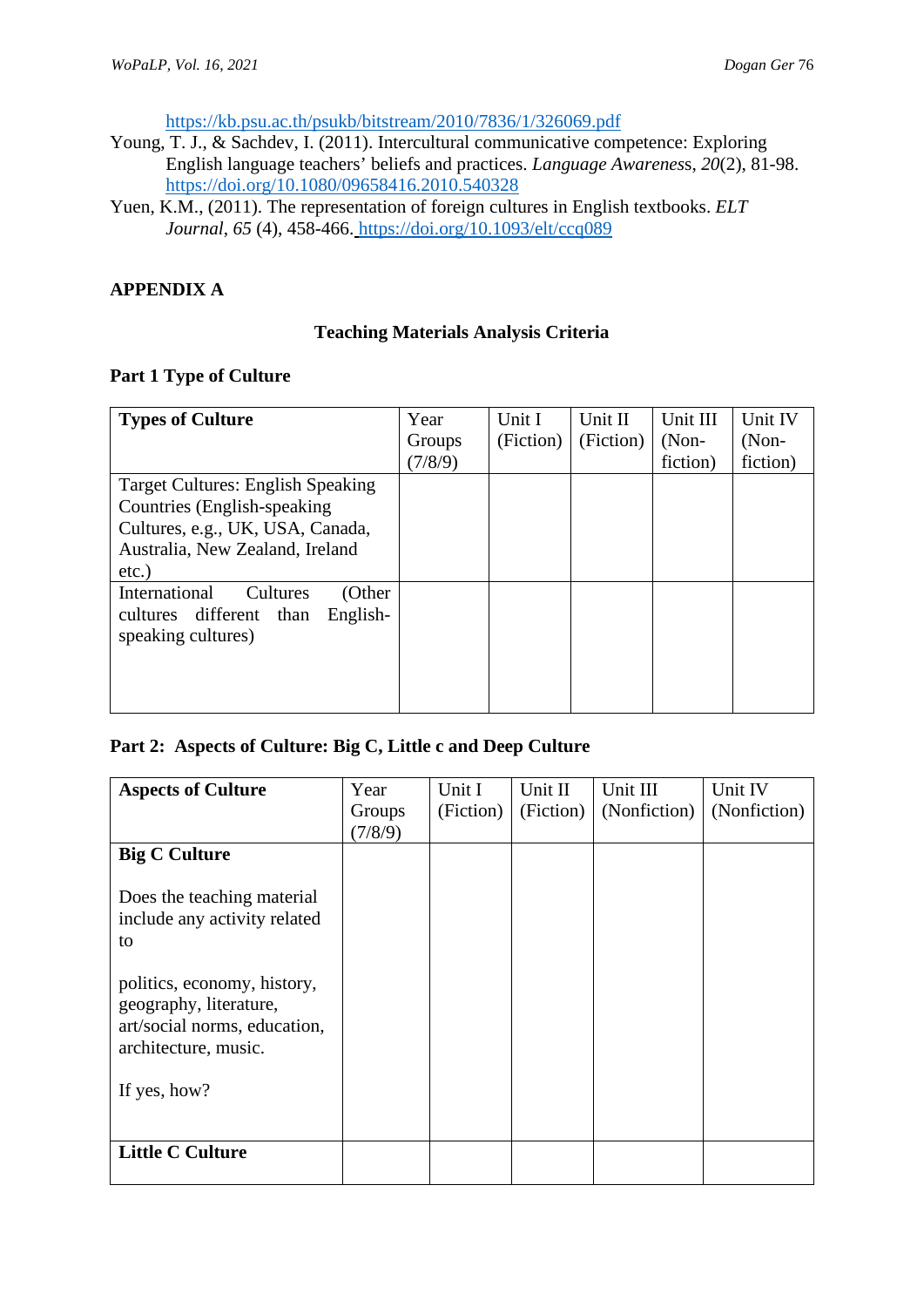https://kb.psu.ac.th/psukb/bitstream/2010/7836/1/326069.pdf

Young, T. J., & Sachdev, I. (2011). Intercultural communicative competence: Exploring English language teachers' beliefs and practices. *Language Awareness*, *20*(2), 81-98. https://doi.org/10.1080/09658416.2010.540328

Yuen, K.M., (2011). The representation of foreign cultures in English textbooks. *ELT Journal*, *65* (4), 458-466. https://doi.org/10.1093/elt/ccq089

## APPENDIX A

### Teaching Materials Analysis Criteria

**Part 1 Type of Culture**

| **Types of Culture** | Year Groups (7/8/9) | Unit I (Fiction) | Unit II (Fiction) | Unit III (Non-fiction) | Unit IV (Non-fiction) |
|---|---|---|---|---|---|
| Target Cultures: English Speaking Countries (English-speaking Cultures, e.g., UK, USA, Canada, Australia, New Zealand, Ireland etc.) | | | | | |
| International Cultures (Other cultures different than English-speaking cultures) | | | | | |

**Part 2: Aspects of Culture: Big C, Little c and Deep Culture**

| **Aspects of Culture** | Year Groups (7/8/9) | Unit I (Fiction) | Unit II (Fiction) | Unit III (Nonfiction) | Unit IV (Nonfiction) |
|---|---|---|---|---|---|
| **Big C Culture**<br><br>Does the teaching material include any activity related to<br><br>politics, economy, history, geography, literature, art/social norms, education, architecture, music.<br><br>If yes, how? | | | | | |
| **Little C Culture** | | | | | |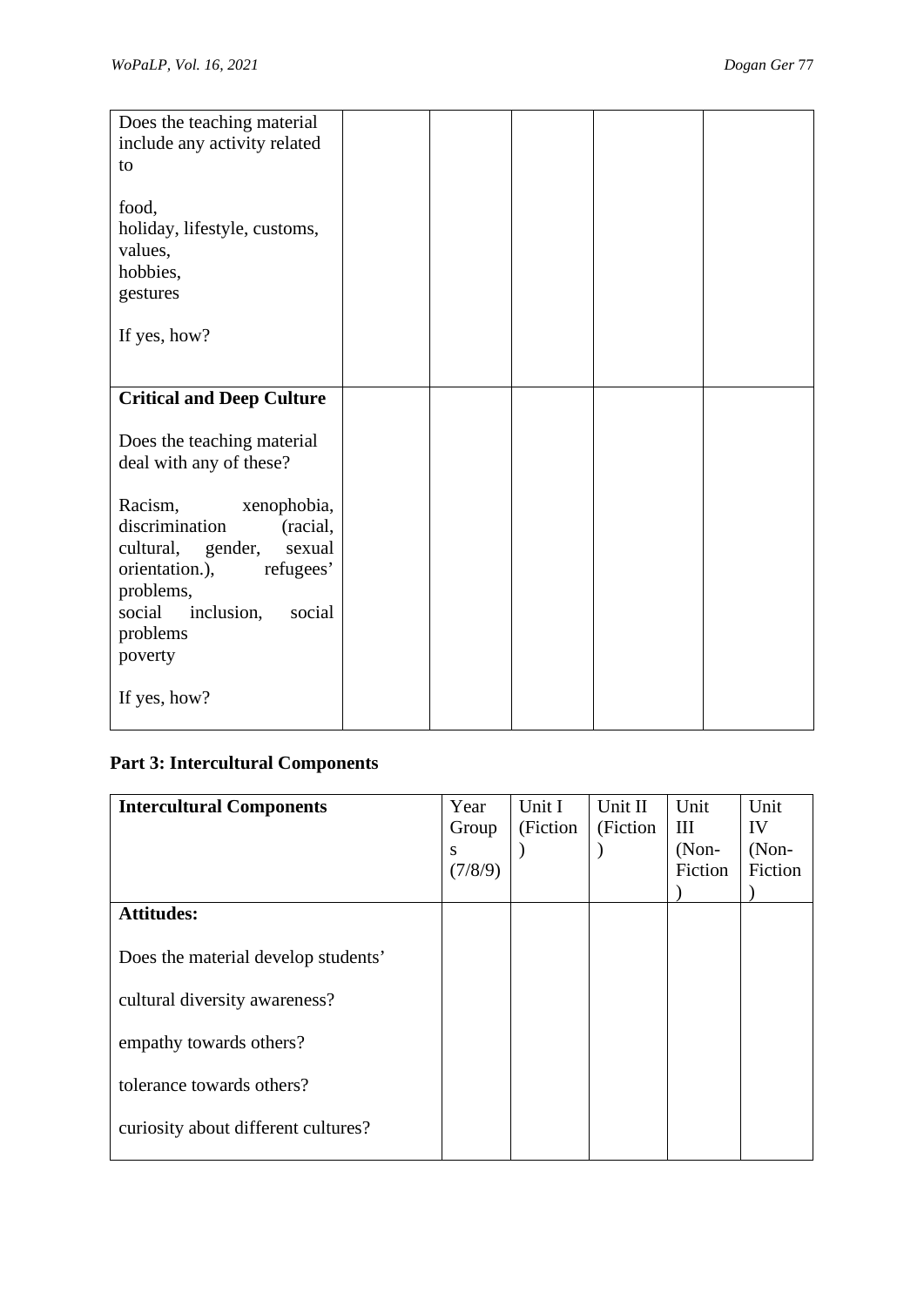| | | | | | |
|---|---|---|---|---|---|
| Does the teaching material include any activity related to<br><br>food,<br>holiday, lifestyle, customs, values,<br>hobbies,<br>gestures<br><br>If yes, how? | | | | | |
| **Critical and Deep Culture**<br><br>Does the teaching material deal with any of these?<br><br>Racism, xenophobia, discrimination (racial, cultural, gender, sexual orientation.), refugees' problems,<br>social inclusion, social problems<br>poverty<br><br>If yes, how? | | | | | |

**Part 3: Intercultural Components**

| Intercultural Components | Year Groups (7/8/9) | Unit I (Fiction) | Unit II (Fiction) | Unit III (Non-Fiction) | Unit IV (Non-Fiction) |
|---|---|---|---|---|---|
| **Attitudes:**<br><br>Does the material develop students'<br><br>cultural diversity awareness?<br><br>empathy towards others?<br><br>tolerance towards others?<br><br>curiosity about different cultures? | | | | | |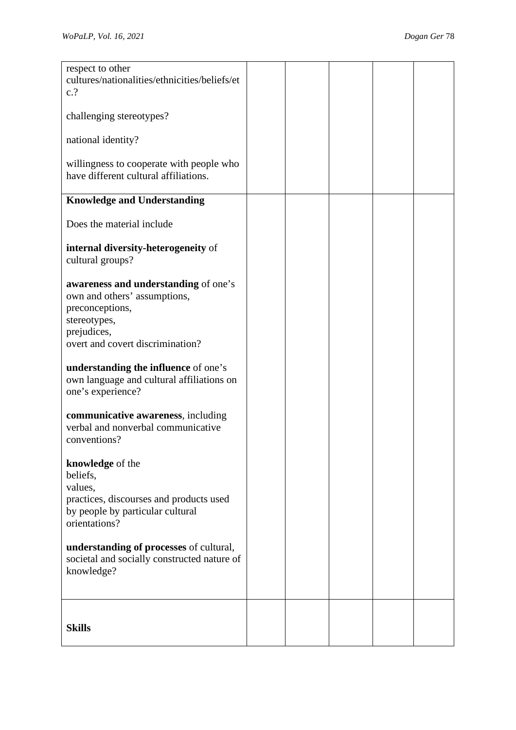| | | | | | |
|---|---|---|---|---|---|
| respect to other cultures/nationalities/ethnicities/beliefs/etc.?<br><br>challenging stereotypes?<br><br>national identity?<br><br>willingness to cooperate with people who have different cultural affiliations. | | | | | |
| **Knowledge and Understanding**<br><br>Does the material include<br><br>**internal diversity-heterogeneity** of cultural groups?<br><br>**awareness and understanding** of one's own and others' assumptions,<br>preconceptions,<br>stereotypes,<br>prejudices,<br>overt and covert discrimination?<br><br>**understanding the influence** of one's own language and cultural affiliations on one's experience?<br><br>**communicative awareness**, including verbal and nonverbal communicative conventions?<br><br>**knowledge** of the<br>beliefs,<br>values,<br>practices, discourses and products used by people by particular cultural orientations?<br><br>**understanding of processes** of cultural, societal and socially constructed nature of knowledge? | | | | | |
| **Skills** | | | | | |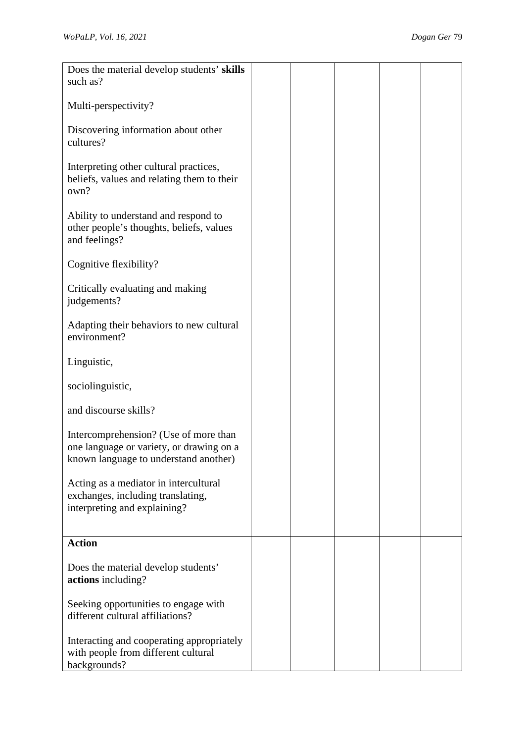| | | | | | |
|---|---|---|---|---|---|
| Does the material develop students' **skills** such as?<br><br>Multi-perspectivity?<br><br>Discovering information about other cultures?<br><br>Interpreting other cultural practices, beliefs, values and relating them to their own?<br><br>Ability to understand and respond to other people's thoughts, beliefs, values and feelings?<br><br>Cognitive flexibility?<br><br>Critically evaluating and making judgements?<br><br>Adapting their behaviors to new cultural environment?<br><br>Linguistic,<br><br>sociolinguistic,<br><br>and discourse skills?<br><br>Intercomprehension? (Use of more than one language or variety, or drawing on a known language to understand another)<br><br>Acting as a mediator in intercultural exchanges, including translating, interpreting and explaining? | | | | | |
| **Action**<br><br>Does the material develop students' **actions** including?<br><br>Seeking opportunities to engage with different cultural affiliations?<br><br>Interacting and cooperating appropriately with people from different cultural backgrounds? | | | | | |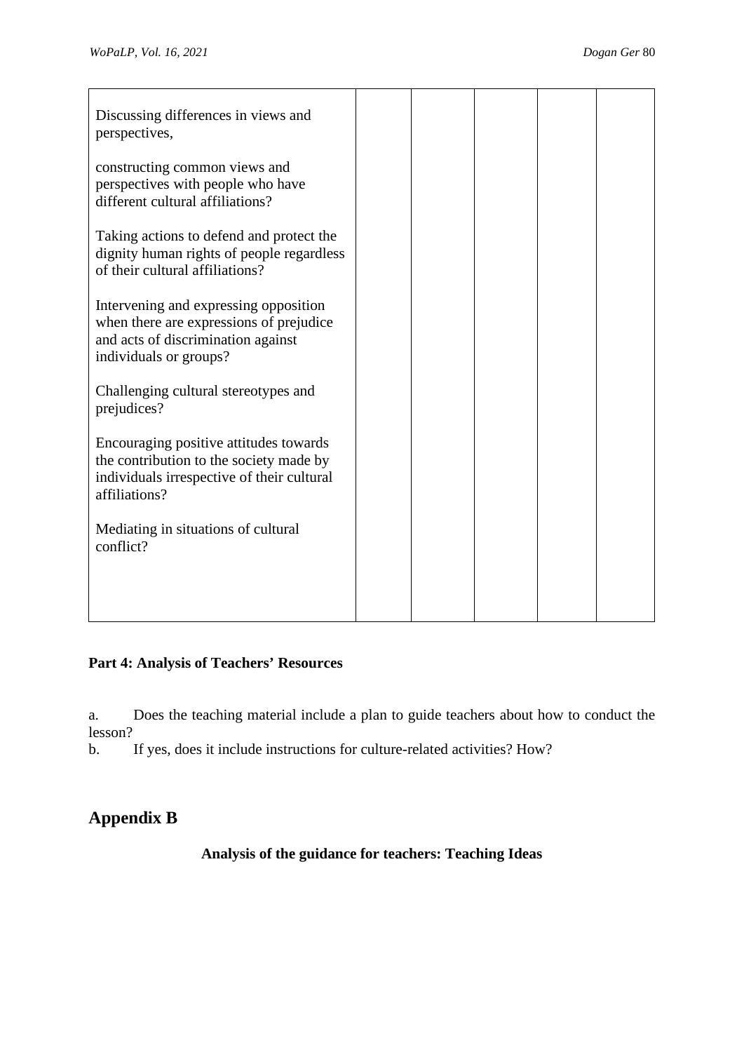| | | | | | |
|---|---|---|---|---|---|
| Discussing differences in views and perspectives,<br><br>constructing common views and perspectives with people who have different cultural affiliations?<br><br>Taking actions to defend and protect the dignity human rights of people regardless of their cultural affiliations?<br><br>Intervening and expressing opposition when there are expressions of prejudice and acts of discrimination against individuals or groups?<br><br>Challenging cultural stereotypes and prejudices?<br><br>Encouraging positive attitudes towards the contribution to the society made by individuals irrespective of their cultural affiliations?<br><br>Mediating in situations of cultural conflict? | | | | | |

**Part 4: Analysis of Teachers' Resources**

a. Does the teaching material include a plan to guide teachers about how to conduct the lesson?
b. If yes, does it include instructions for culture-related activities? How?

## Appendix B

**Analysis of the guidance for teachers: Teaching Ideas**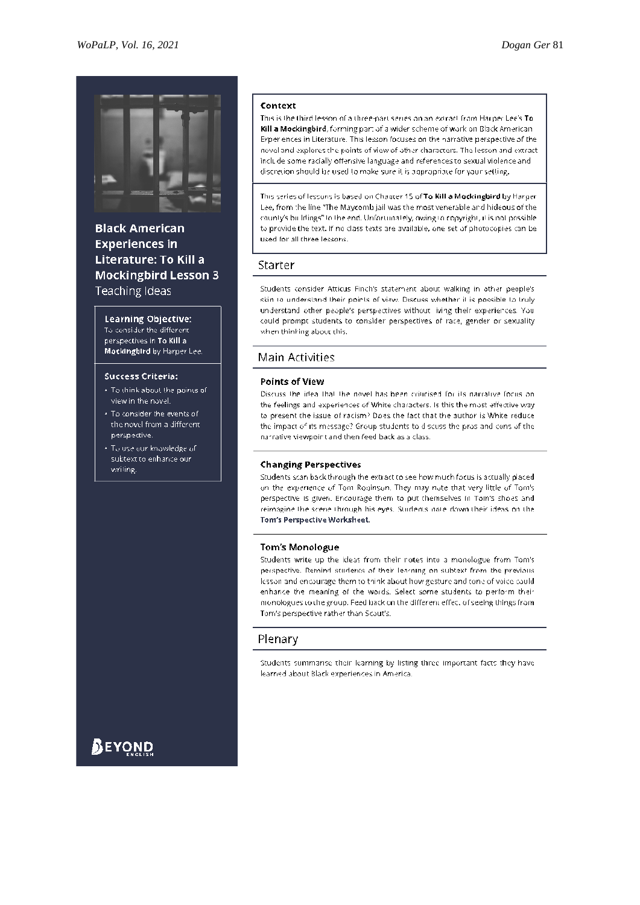## Black American Experiences in Literature: To Kill a Mockingbird Lesson 3

Teaching Ideas

**Learning Objective:**
To consider the different perspectives in **To Kill a Mockingbird** by Harper Lee.

**Success Criteria:**

- To think about the points of view in the novel.
- To consider the events of the novel from a different perspective.
- To use our knowledge of subtext to enhance our writing.

**Context**

This is the third lesson of a three-part series on an extract from Harper Lee's **To Kill a Mockingbird**, forming part of a wider scheme of work on Black American Experiences in Literature. This lesson focuses on the narrative perspective of the novel and explores the points of view of other characters. The lesson and extract include some racially offensive language and references to sexual violence and discretion should be used to make sure it is appropriate for your setting.

This series of lessons is based on Chapter 15 of **To Kill a Mockingbird** by Harper Lee, from the line "The Maycomb jail was the most venerable and hideous of the county's buildings" to the end. Unfortunately, owing to copyright, it is not possible to provide the text. If no class texts are available, one set of photocopies can be used for all three lessons.

### Starter

Students consider Atticus Finch's statement about walking in other people's skin to understand their points of view. Discuss whether it is possible to truly understand other people's perspectives without living their experiences. You could prompt students to consider perspectives of race, gender or sexuality when thinking about this.

### Main Activities

**Points of View**

Discuss the idea that the novel has been criticised for its narrative focus on the feelings and experiences of White characters. Is this the most effective way to present the issue of racism? Does the fact that the author is White reduce the impact of its message? Group students to discuss the pros and cons of the narrative viewpoint and then feed back as a class.

**Changing Perspectives**

Students scan back through the extract to see how much focus is actually placed on the experience of Tom Robinson. They may note that very little of Tom's perspective is given. Encourage them to put themselves in Tom's shoes and reimagine the scene through his eyes. Students note down their ideas on the **Tom's Perspective Worksheet.**

**Tom's Monologue**

Students write up the ideas from their notes into a monologue from Tom's perspective. Remind students of their learning on subtext from the previous lesson and encourage them to think about how gesture and tone of voice could enhance the meaning of the words. Select some students to perform their monologues to the group. Feed back on the different effect of seeing things from Tom's perspective rather than Scout's.

### Plenary

Students summarise their learning by listing three important facts they have learned about Black experiences in America.

BEYOND ENGLISH